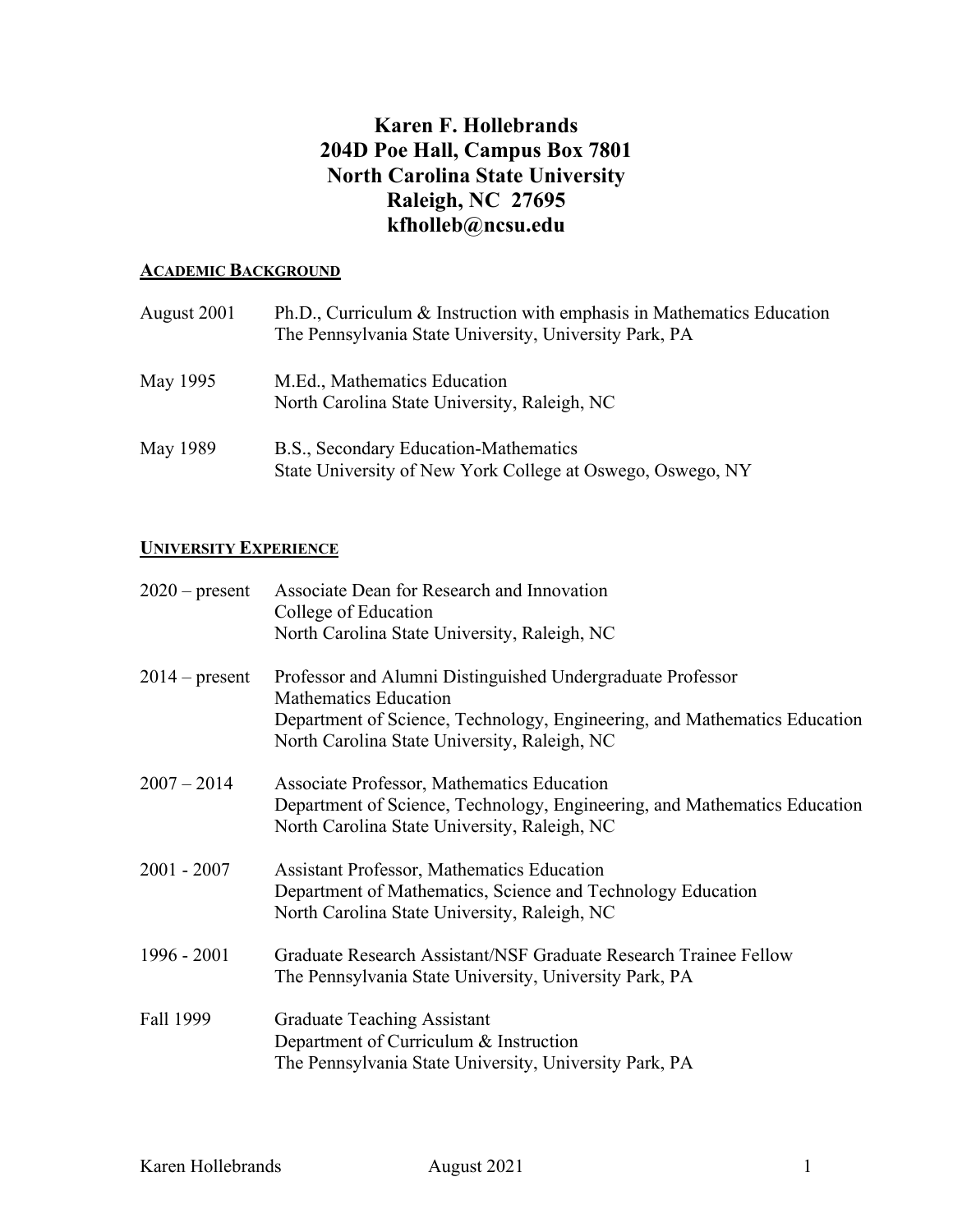# Karen F. Hollebrands
**204D Poe Hall, Campus Box 7801**
**North Carolina State University**
**Raleigh, NC 27695**
**kfholleb@ncsu.edu**

## ACADEMIC BACKGROUND

| | |
|---|---|
| August 2001 | Ph.D., Curriculum & Instruction with emphasis in Mathematics Education<br>The Pennsylvania State University, University Park, PA |
| May 1995 | M.Ed., Mathematics Education<br>North Carolina State University, Raleigh, NC |
| May 1989 | B.S., Secondary Education-Mathematics<br>State University of New York College at Oswego, Oswego, NY |

## UNIVERSITY EXPERIENCE

| | |
|---|---|
| 2020 – present | Associate Dean for Research and Innovation<br>College of Education<br>North Carolina State University, Raleigh, NC |
| 2014 – present | Professor and Alumni Distinguished Undergraduate Professor<br>Mathematics Education<br>Department of Science, Technology, Engineering, and Mathematics Education<br>North Carolina State University, Raleigh, NC |
| 2007 – 2014 | Associate Professor, Mathematics Education<br>Department of Science, Technology, Engineering, and Mathematics Education<br>North Carolina State University, Raleigh, NC |
| 2001 - 2007 | Assistant Professor, Mathematics Education<br>Department of Mathematics, Science and Technology Education<br>North Carolina State University, Raleigh, NC |
| 1996 - 2001 | Graduate Research Assistant/NSF Graduate Research Trainee Fellow<br>The Pennsylvania State University, University Park, PA |
| Fall 1999 | Graduate Teaching Assistant<br>Department of Curriculum & Instruction<br>The Pennsylvania State University, University Park, PA |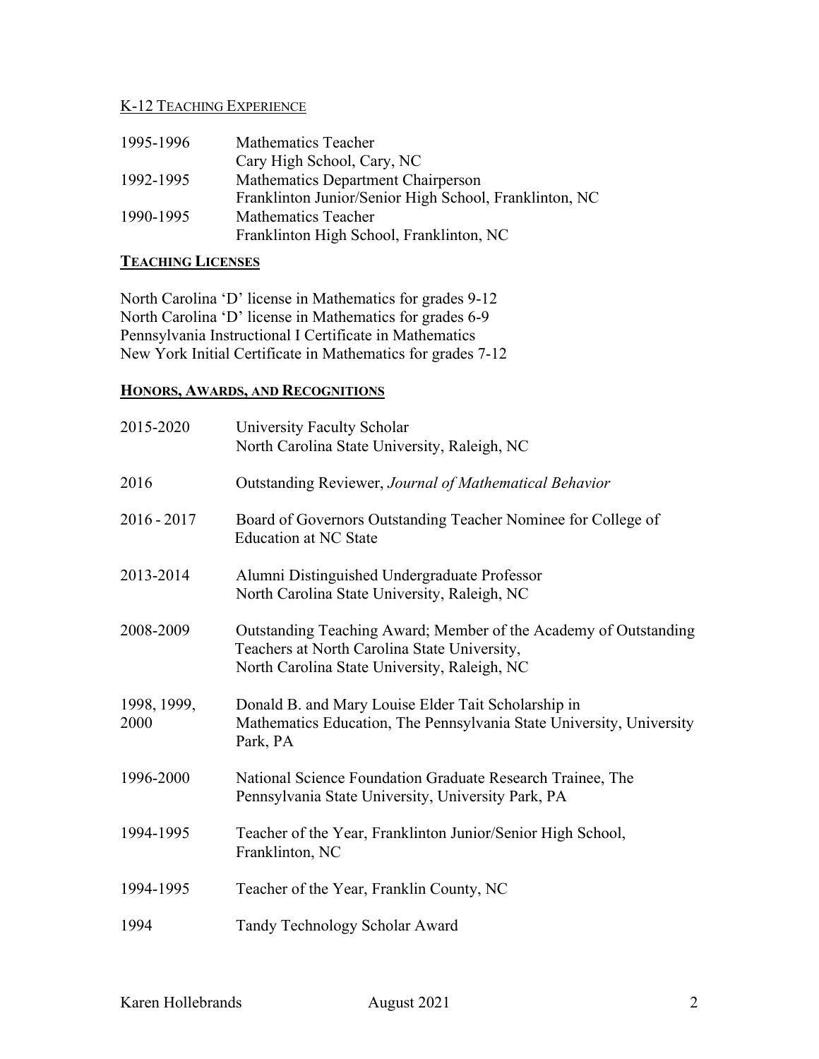## K-12 Teaching Experience

| | |
|---|---|
| 1995-1996 | Mathematics Teacher<br>Cary High School, Cary, NC |
| 1992-1995 | Mathematics Department Chairperson<br>Franklinton Junior/Senior High School, Franklinton, NC |
| 1990-1995 | Mathematics Teacher<br>Franklinton High School, Franklinton, NC |

## **Teaching Licenses**

North Carolina 'D' license in Mathematics for grades 9-12
North Carolina 'D' license in Mathematics for grades 6-9
Pennsylvania Instructional I Certificate in Mathematics
New York Initial Certificate in Mathematics for grades 7-12

## **Honors, Awards, and Recognitions**

| | |
|---|---|
| 2015-2020 | University Faculty Scholar<br>North Carolina State University, Raleigh, NC |
| 2016 | Outstanding Reviewer, *Journal of Mathematical Behavior* |
| 2016 - 2017 | Board of Governors Outstanding Teacher Nominee for College of Education at NC State |
| 2013-2014 | Alumni Distinguished Undergraduate Professor<br>North Carolina State University, Raleigh, NC |
| 2008-2009 | Outstanding Teaching Award; Member of the Academy of Outstanding Teachers at North Carolina State University,<br>North Carolina State University, Raleigh, NC |
| 1998, 1999, 2000 | Donald B. and Mary Louise Elder Tait Scholarship in Mathematics Education, The Pennsylvania State University, University Park, PA |
| 1996-2000 | National Science Foundation Graduate Research Trainee, The Pennsylvania State University, University Park, PA |
| 1994-1995 | Teacher of the Year, Franklinton Junior/Senior High School, Franklinton, NC |
| 1994-1995 | Teacher of the Year, Franklin County, NC |
| 1994 | Tandy Technology Scholar Award |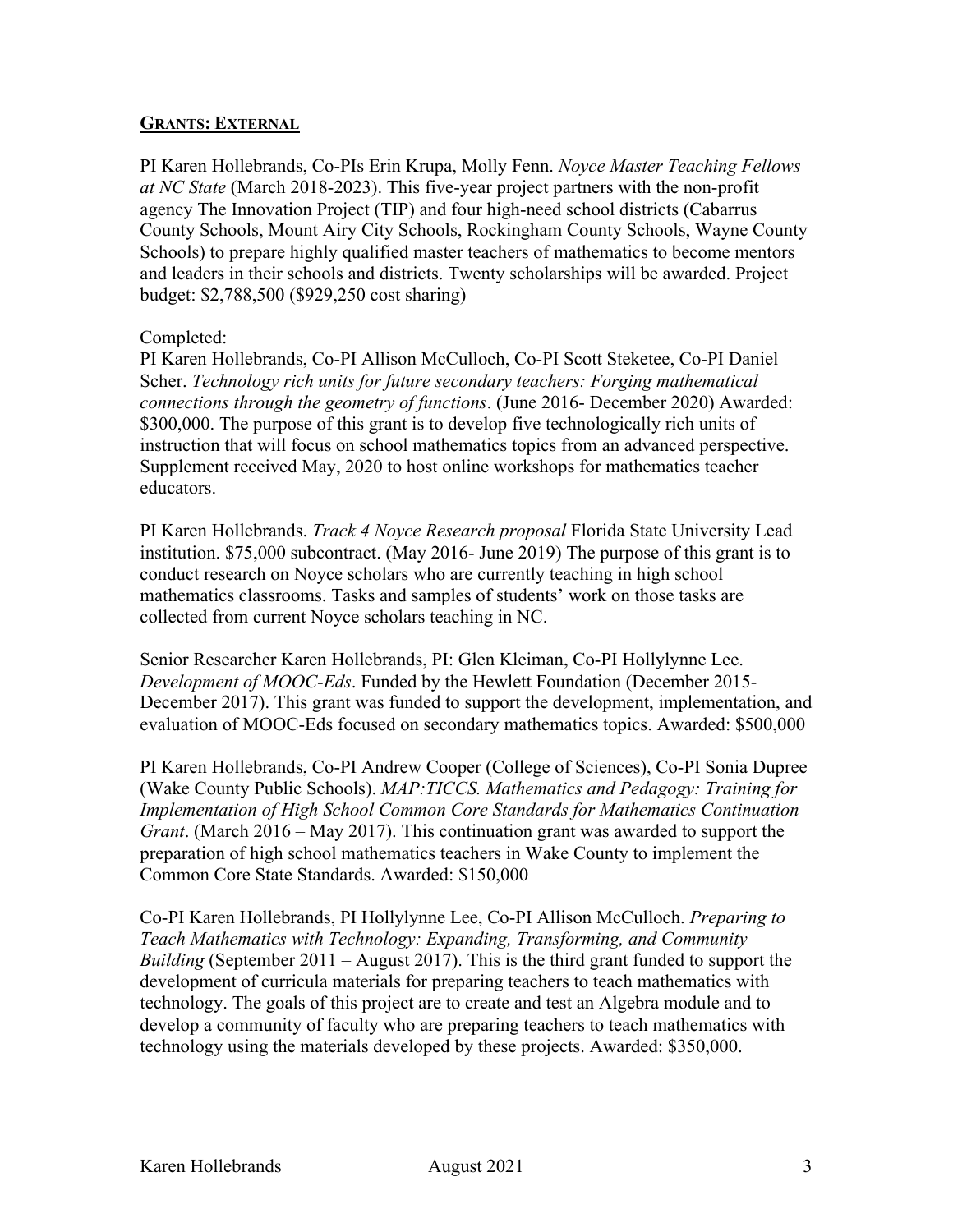## GRANTS: EXTERNAL

PI Karen Hollebrands, Co-PIs Erin Krupa, Molly Fenn. *Noyce Master Teaching Fellows at NC State* (March 2018-2023). This five-year project partners with the non-profit agency The Innovation Project (TIP) and four high-need school districts (Cabarrus County Schools, Mount Airy City Schools, Rockingham County Schools, Wayne County Schools) to prepare highly qualified master teachers of mathematics to become mentors and leaders in their schools and districts. Twenty scholarships will be awarded. Project budget: $2,788,500 ($929,250 cost sharing)

Completed:

PI Karen Hollebrands, Co-PI Allison McCulloch, Co-PI Scott Steketee, Co-PI Daniel Scher. *Technology rich units for future secondary teachers: Forging mathematical connections through the geometry of functions*. (June 2016- December 2020) Awarded: $300,000. The purpose of this grant is to develop five technologically rich units of instruction that will focus on school mathematics topics from an advanced perspective. Supplement received May, 2020 to host online workshops for mathematics teacher educators.

PI Karen Hollebrands. *Track 4 Noyce Research proposal* Florida State University Lead institution. $75,000 subcontract. (May 2016- June 2019) The purpose of this grant is to conduct research on Noyce scholars who are currently teaching in high school mathematics classrooms. Tasks and samples of students' work on those tasks are collected from current Noyce scholars teaching in NC.

Senior Researcher Karen Hollebrands, PI: Glen Kleiman, Co-PI Hollylynne Lee. *Development of MOOC-Eds*. Funded by the Hewlett Foundation (December 2015- December 2017). This grant was funded to support the development, implementation, and evaluation of MOOC-Eds focused on secondary mathematics topics. Awarded: $500,000

PI Karen Hollebrands, Co-PI Andrew Cooper (College of Sciences), Co-PI Sonia Dupree (Wake County Public Schools). *MAP:TICCS. Mathematics and Pedagogy: Training for Implementation of High School Common Core Standards for Mathematics Continuation Grant*. (March 2016 – May 2017). This continuation grant was awarded to support the preparation of high school mathematics teachers in Wake County to implement the Common Core State Standards. Awarded: $150,000

Co-PI Karen Hollebrands, PI Hollylynne Lee, Co-PI Allison McCulloch. *Preparing to Teach Mathematics with Technology: Expanding, Transforming, and Community Building* (September 2011 – August 2017). This is the third grant funded to support the development of curricula materials for preparing teachers to teach mathematics with technology. The goals of this project are to create and test an Algebra module and to develop a community of faculty who are preparing teachers to teach mathematics with technology using the materials developed by these projects. Awarded: $350,000.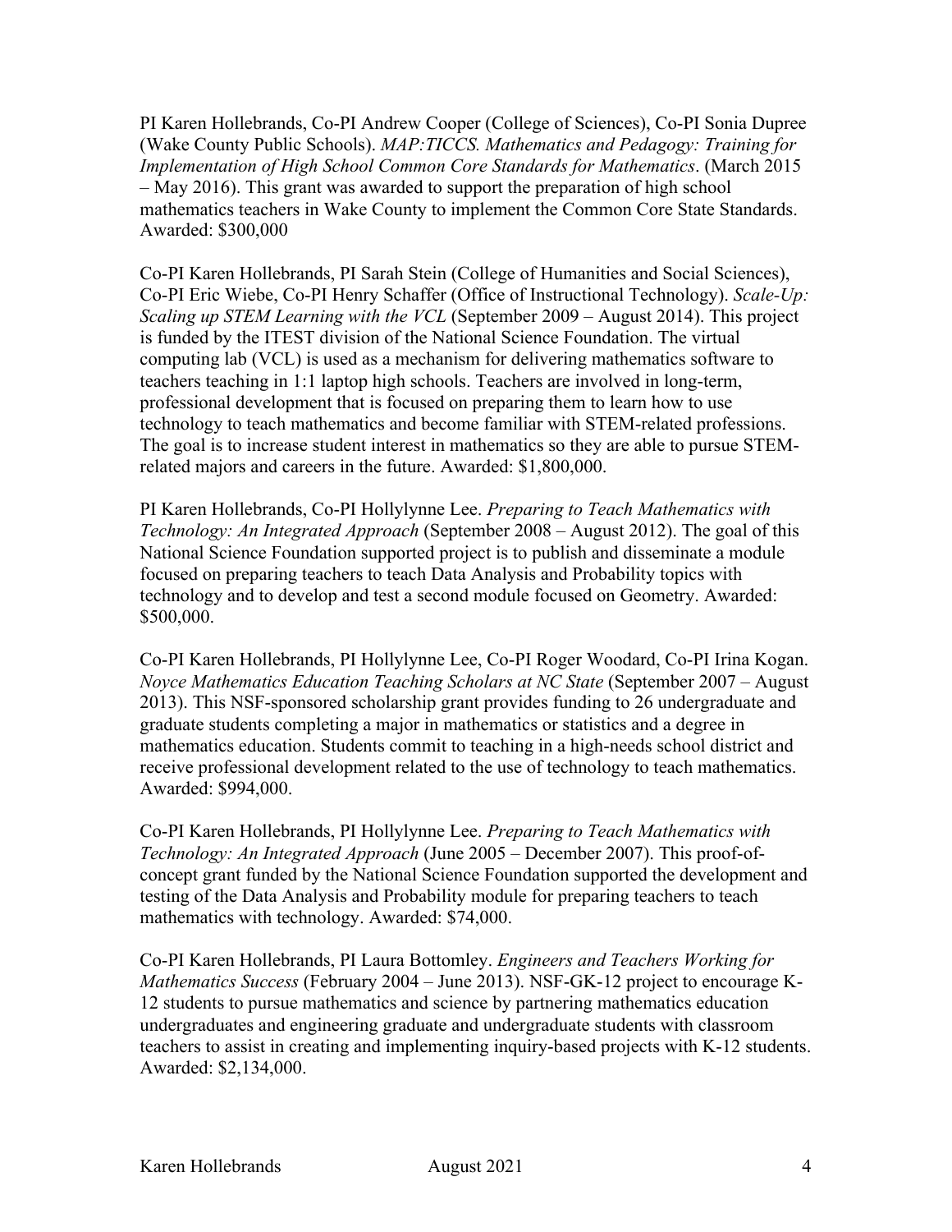PI Karen Hollebrands, Co-PI Andrew Cooper (College of Sciences), Co-PI Sonia Dupree (Wake County Public Schools). *MAP:TICCS. Mathematics and Pedagogy: Training for Implementation of High School Common Core Standards for Mathematics*. (March 2015 – May 2016). This grant was awarded to support the preparation of high school mathematics teachers in Wake County to implement the Common Core State Standards. Awarded: $300,000

Co-PI Karen Hollebrands, PI Sarah Stein (College of Humanities and Social Sciences), Co-PI Eric Wiebe, Co-PI Henry Schaffer (Office of Instructional Technology). *Scale-Up: Scaling up STEM Learning with the VCL* (September 2009 – August 2014). This project is funded by the ITEST division of the National Science Foundation. The virtual computing lab (VCL) is used as a mechanism for delivering mathematics software to teachers teaching in 1:1 laptop high schools. Teachers are involved in long-term, professional development that is focused on preparing them to learn how to use technology to teach mathematics and become familiar with STEM-related professions. The goal is to increase student interest in mathematics so they are able to pursue STEM-related majors and careers in the future. Awarded: $1,800,000.

PI Karen Hollebrands, Co-PI Hollylynne Lee. *Preparing to Teach Mathematics with Technology: An Integrated Approach* (September 2008 – August 2012). The goal of this National Science Foundation supported project is to publish and disseminate a module focused on preparing teachers to teach Data Analysis and Probability topics with technology and to develop and test a second module focused on Geometry. Awarded: $500,000.

Co-PI Karen Hollebrands, PI Hollylynne Lee, Co-PI Roger Woodard, Co-PI Irina Kogan. *Noyce Mathematics Education Teaching Scholars at NC State* (September 2007 – August 2013). This NSF-sponsored scholarship grant provides funding to 26 undergraduate and graduate students completing a major in mathematics or statistics and a degree in mathematics education. Students commit to teaching in a high-needs school district and receive professional development related to the use of technology to teach mathematics. Awarded: $994,000.

Co-PI Karen Hollebrands, PI Hollylynne Lee. *Preparing to Teach Mathematics with Technology: An Integrated Approach* (June 2005 – December 2007). This proof-of-concept grant funded by the National Science Foundation supported the development and testing of the Data Analysis and Probability module for preparing teachers to teach mathematics with technology. Awarded: $74,000.

Co-PI Karen Hollebrands, PI Laura Bottomley. *Engineers and Teachers Working for Mathematics Success* (February 2004 – June 2013). NSF-GK-12 project to encourage K-12 students to pursue mathematics and science by partnering mathematics education undergraduates and engineering graduate and undergraduate students with classroom teachers to assist in creating and implementing inquiry-based projects with K-12 students. Awarded: $2,134,000.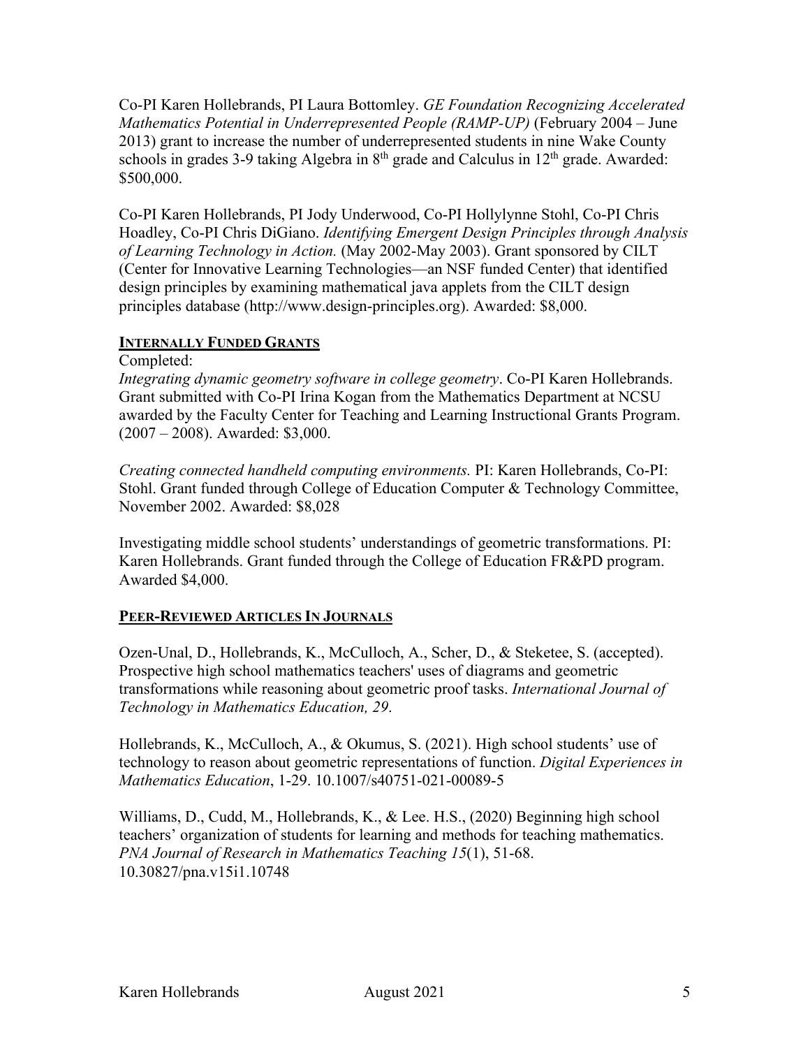Co-PI Karen Hollebrands, PI Laura Bottomley. *GE Foundation Recognizing Accelerated Mathematics Potential in Underrepresented People (RAMP-UP)* (February 2004 – June 2013) grant to increase the number of underrepresented students in nine Wake County schools in grades 3-9 taking Algebra in 8th grade and Calculus in 12th grade. Awarded: $500,000.

Co-PI Karen Hollebrands, PI Jody Underwood, Co-PI Hollylynne Stohl, Co-PI Chris Hoadley, Co-PI Chris DiGiano. *Identifying Emergent Design Principles through Analysis of Learning Technology in Action.* (May 2002-May 2003). Grant sponsored by CILT (Center for Innovative Learning Technologies—an NSF funded Center) that identified design principles by examining mathematical java applets from the CILT design principles database (http://www.design-principles.org). Awarded: $8,000.

## INTERNALLY FUNDED GRANTS

Completed:

*Integrating dynamic geometry software in college geometry*. Co-PI Karen Hollebrands. Grant submitted with Co-PI Irina Kogan from the Mathematics Department at NCSU awarded by the Faculty Center for Teaching and Learning Instructional Grants Program. (2007 – 2008). Awarded: $3,000.

*Creating connected handheld computing environments.* PI: Karen Hollebrands, Co-PI: Stohl. Grant funded through College of Education Computer & Technology Committee, November 2002. Awarded: $8,028

Investigating middle school students' understandings of geometric transformations. PI: Karen Hollebrands. Grant funded through the College of Education FR&PD program. Awarded $4,000.

## PEER-REVIEWED ARTICLES IN JOURNALS

Ozen-Unal, D., Hollebrands, K., McCulloch, A., Scher, D., & Steketee, S. (accepted). Prospective high school mathematics teachers' uses of diagrams and geometric transformations while reasoning about geometric proof tasks. *International Journal of Technology in Mathematics Education, 29*.

Hollebrands, K., McCulloch, A., & Okumus, S. (2021). High school students' use of technology to reason about geometric representations of function. *Digital Experiences in Mathematics Education*, 1-29. 10.1007/s40751-021-00089-5

Williams, D., Cudd, M., Hollebrands, K., & Lee. H.S., (2020) Beginning high school teachers' organization of students for learning and methods for teaching mathematics. *PNA Journal of Research in Mathematics Teaching 15*(1), 51-68. 10.30827/pna.v15i1.10748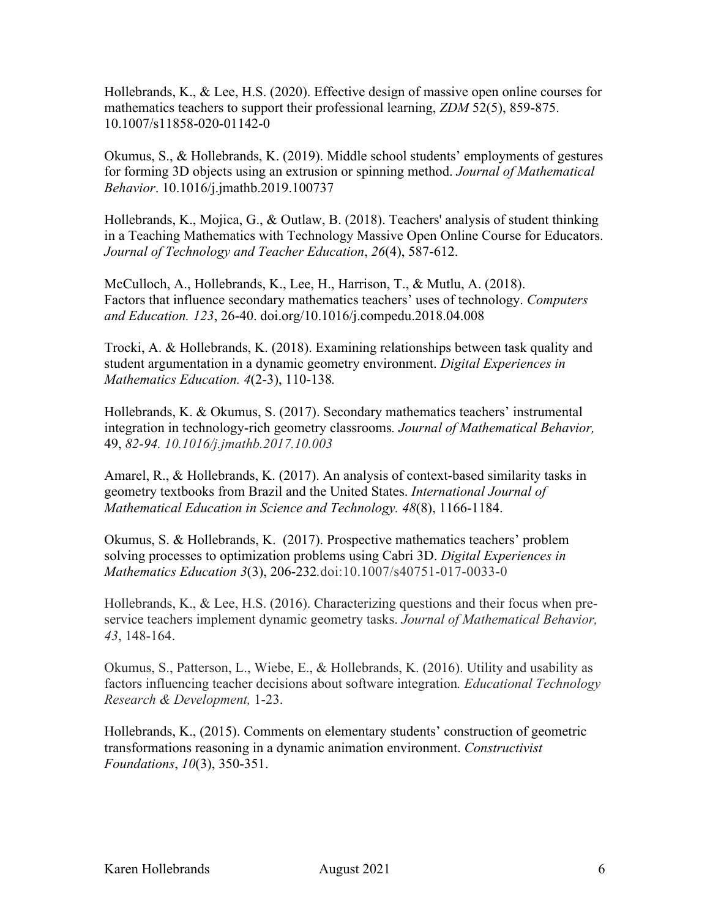Hollebrands, K., & Lee, H.S. (2020). Effective design of massive open online courses for mathematics teachers to support their professional learning, *ZDM* 52(5), 859-875. 10.1007/s11858-020-01142-0

Okumus, S., & Hollebrands, K. (2019). Middle school students' employments of gestures for forming 3D objects using an extrusion or spinning method. *Journal of Mathematical Behavior*. 10.1016/j.jmathb.2019.100737

Hollebrands, K., Mojica, G., & Outlaw, B. (2018). Teachers' analysis of student thinking in a Teaching Mathematics with Technology Massive Open Online Course for Educators. *Journal of Technology and Teacher Education*, *26*(4), 587-612.

McCulloch, A., Hollebrands, K., Lee, H., Harrison, T., & Mutlu, A. (2018). Factors that influence secondary mathematics teachers' uses of technology. *Computers and Education. 123*, 26-40. doi.org/10.1016/j.compedu.2018.04.008

Trocki, A. & Hollebrands, K. (2018). Examining relationships between task quality and student argumentation in a dynamic geometry environment. *Digital Experiences in Mathematics Education. 4*(2-3), 110-138*.*

Hollebrands, K. & Okumus, S. (2017). Secondary mathematics teachers' instrumental integration in technology-rich geometry classrooms*. Journal of Mathematical Behavior,* 49, *82-94. 10.1016/j.jmathb.2017.10.003*

Amarel, R., & Hollebrands, K. (2017). An analysis of context-based similarity tasks in geometry textbooks from Brazil and the United States. *International Journal of Mathematical Education in Science and Technology. 48*(8), 1166-1184.

Okumus, S. & Hollebrands, K. (2017). Prospective mathematics teachers' problem solving processes to optimization problems using Cabri 3D. *Digital Experiences in Mathematics Education 3*(3), 206-232.doi:10.1007/s40751-017-0033-0

Hollebrands, K., & Lee, H.S. (2016). Characterizing questions and their focus when pre-service teachers implement dynamic geometry tasks. *Journal of Mathematical Behavior, 43*, 148-164.

Okumus, S., Patterson, L., Wiebe, E., & Hollebrands, K. (2016). Utility and usability as factors influencing teacher decisions about software integration*. Educational Technology Research & Development,* 1-23.

Hollebrands, K., (2015). Comments on elementary students' construction of geometric transformations reasoning in a dynamic animation environment. *Constructivist Foundations*, *10*(3), 350-351.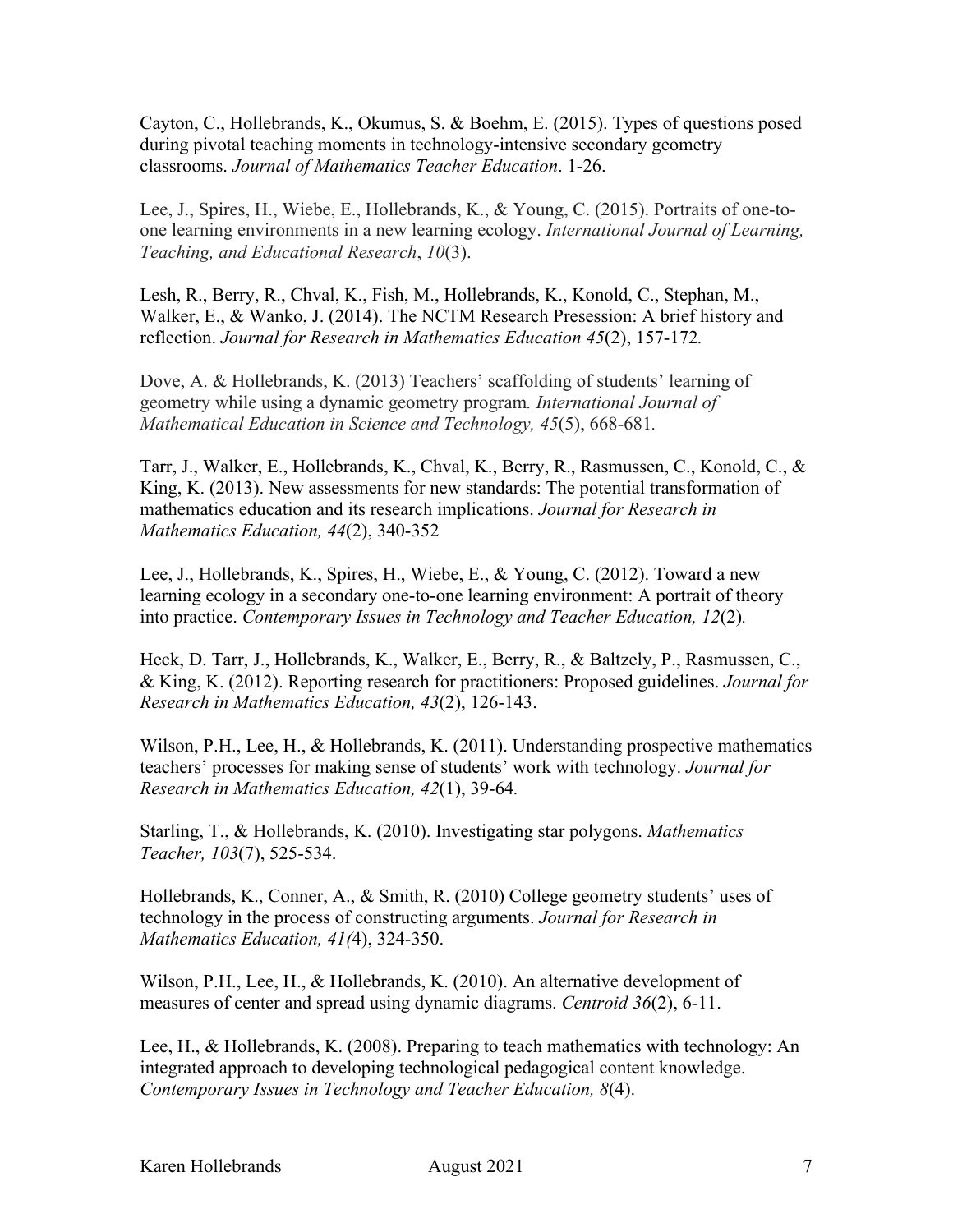Cayton, C., Hollebrands, K., Okumus, S. & Boehm, E. (2015). Types of questions posed during pivotal teaching moments in technology-intensive secondary geometry classrooms. *Journal of Mathematics Teacher Education*. 1-26.

Lee, J., Spires, H., Wiebe, E., Hollebrands, K., & Young, C. (2015). Portraits of one-to-one learning environments in a new learning ecology. *International Journal of Learning, Teaching, and Educational Research*, *10*(3).

Lesh, R., Berry, R., Chval, K., Fish, M., Hollebrands, K., Konold, C., Stephan, M., Walker, E., & Wanko, J. (2014). The NCTM Research Presession: A brief history and reflection. *Journal for Research in Mathematics Education 45*(2), 157-172.

Dove, A. & Hollebrands, K. (2013) Teachers' scaffolding of students' learning of geometry while using a dynamic geometry program. *International Journal of Mathematical Education in Science and Technology, 45*(5), 668-681.

Tarr, J., Walker, E., Hollebrands, K., Chval, K., Berry, R., Rasmussen, C., Konold, C., & King, K. (2013). New assessments for new standards: The potential transformation of mathematics education and its research implications. *Journal for Research in Mathematics Education, 44*(2), 340-352

Lee, J., Hollebrands, K., Spires, H., Wiebe, E., & Young, C. (2012). Toward a new learning ecology in a secondary one-to-one learning environment: A portrait of theory into practice. *Contemporary Issues in Technology and Teacher Education, 12*(2).

Heck, D. Tarr, J., Hollebrands, K., Walker, E., Berry, R., & Baltzely, P., Rasmussen, C., & King, K. (2012). Reporting research for practitioners: Proposed guidelines. *Journal for Research in Mathematics Education, 43*(2), 126-143.

Wilson, P.H., Lee, H., & Hollebrands, K. (2011). Understanding prospective mathematics teachers' processes for making sense of students' work with technology. *Journal for Research in Mathematics Education, 42*(1), 39-64.

Starling, T., & Hollebrands, K. (2010). Investigating star polygons. *Mathematics Teacher, 103*(7), 525-534.

Hollebrands, K., Conner, A., & Smith, R. (2010) College geometry students' uses of technology in the process of constructing arguments. *Journal for Research in Mathematics Education, 41(*4), 324-350.

Wilson, P.H., Lee, H., & Hollebrands, K. (2010). An alternative development of measures of center and spread using dynamic diagrams. *Centroid 36*(2), 6-11.

Lee, H., & Hollebrands, K. (2008). Preparing to teach mathematics with technology: An integrated approach to developing technological pedagogical content knowledge. *Contemporary Issues in Technology and Teacher Education, 8*(4).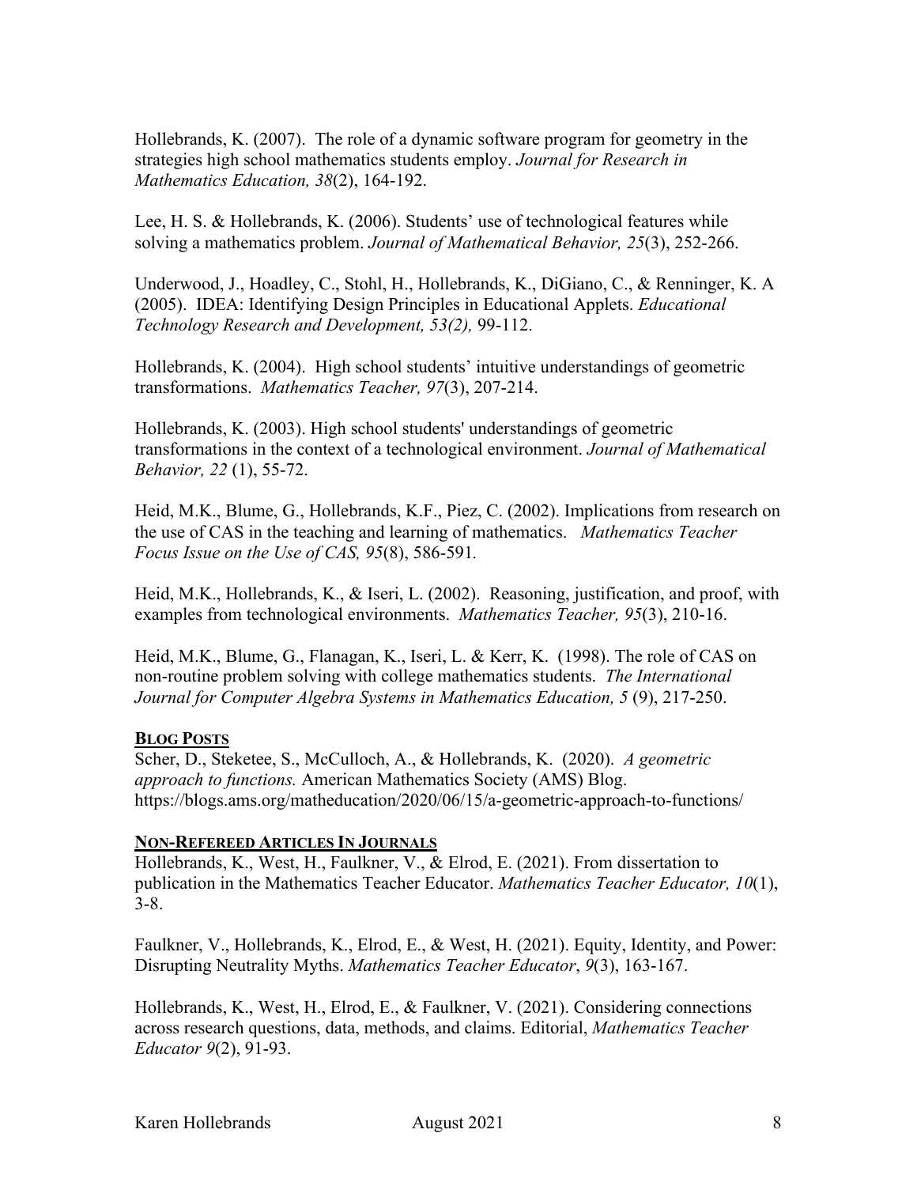Hollebrands, K. (2007). The role of a dynamic software program for geometry in the strategies high school mathematics students employ. *Journal for Research in Mathematics Education, 38*(2), 164-192.

Lee, H. S. & Hollebrands, K. (2006). Students' use of technological features while solving a mathematics problem. *Journal of Mathematical Behavior, 25*(3), 252-266.

Underwood, J., Hoadley, C., Stohl, H., Hollebrands, K., DiGiano, C., & Renninger, K. A (2005). IDEA: Identifying Design Principles in Educational Applets. *Educational Technology Research and Development, 53(2),* 99-112.

Hollebrands, K. (2004). High school students' intuitive understandings of geometric transformations. *Mathematics Teacher, 97*(3), 207-214.

Hollebrands, K. (2003). High school students' understandings of geometric transformations in the context of a technological environment. *Journal of Mathematical Behavior, 22* (1), 55-72.

Heid, M.K., Blume, G., Hollebrands, K.F., Piez, C. (2002). Implications from research on the use of CAS in the teaching and learning of mathematics. *Mathematics Teacher Focus Issue on the Use of CAS, 95*(8), 586-591.

Heid, M.K., Hollebrands, K., & Iseri, L. (2002). Reasoning, justification, and proof, with examples from technological environments. *Mathematics Teacher, 95*(3), 210-16.

Heid, M.K., Blume, G., Flanagan, K., Iseri, L. & Kerr, K. (1998). The role of CAS on non-routine problem solving with college mathematics students. *The International Journal for Computer Algebra Systems in Mathematics Education, 5* (9), 217-250.

**BLOG POSTS**

Scher, D., Steketee, S., McCulloch, A., & Hollebrands, K. (2020). *A geometric approach to functions.* American Mathematics Society (AMS) Blog. https://blogs.ams.org/matheducation/2020/06/15/a-geometric-approach-to-functions/

**NON-REFEREED ARTICLES IN JOURNALS**

Hollebrands, K., West, H., Faulkner, V., & Elrod, E. (2021). From dissertation to publication in the Mathematics Teacher Educator. *Mathematics Teacher Educator, 10*(1), 3-8.

Faulkner, V., Hollebrands, K., Elrod, E., & West, H. (2021). Equity, Identity, and Power: Disrupting Neutrality Myths. *Mathematics Teacher Educator*, *9*(3), 163-167.

Hollebrands, K., West, H., Elrod, E., & Faulkner, V. (2021). Considering connections across research questions, data, methods, and claims. Editorial, *Mathematics Teacher Educator 9*(2), 91-93.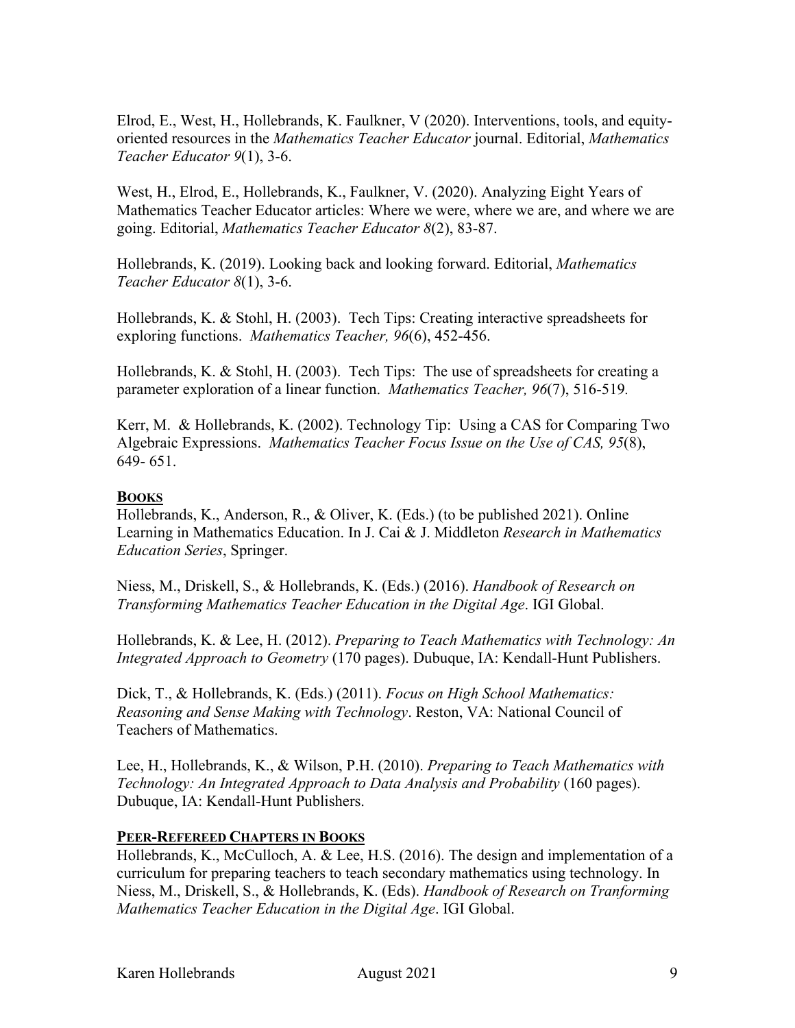Elrod, E., West, H., Hollebrands, K. Faulkner, V (2020). Interventions, tools, and equity-oriented resources in the *Mathematics Teacher Educator* journal. Editorial, *Mathematics Teacher Educator 9*(1), 3-6.

West, H., Elrod, E., Hollebrands, K., Faulkner, V. (2020). Analyzing Eight Years of Mathematics Teacher Educator articles: Where we were, where we are, and where we are going. Editorial, *Mathematics Teacher Educator 8*(2), 83-87.

Hollebrands, K. (2019). Looking back and looking forward. Editorial, *Mathematics Teacher Educator 8*(1), 3-6.

Hollebrands, K. & Stohl, H. (2003). Tech Tips: Creating interactive spreadsheets for exploring functions. *Mathematics Teacher, 96*(6), 452-456.

Hollebrands, K. & Stohl, H. (2003). Tech Tips: The use of spreadsheets for creating a parameter exploration of a linear function. *Mathematics Teacher, 96*(7), 516-519.

Kerr, M. & Hollebrands, K. (2002). Technology Tip: Using a CAS for Comparing Two Algebraic Expressions. *Mathematics Teacher Focus Issue on the Use of CAS, 95*(8), 649- 651.

## **BOOKS**

Hollebrands, K., Anderson, R., & Oliver, K. (Eds.) (to be published 2021). Online Learning in Mathematics Education. In J. Cai & J. Middleton *Research in Mathematics Education Series*, Springer.

Niess, M., Driskell, S., & Hollebrands, K. (Eds.) (2016). *Handbook of Research on Transforming Mathematics Teacher Education in the Digital Age*. IGI Global.

Hollebrands, K. & Lee, H. (2012). *Preparing to Teach Mathematics with Technology: An Integrated Approach to Geometry* (170 pages). Dubuque, IA: Kendall-Hunt Publishers.

Dick, T., & Hollebrands, K. (Eds.) (2011). *Focus on High School Mathematics: Reasoning and Sense Making with Technology*. Reston, VA: National Council of Teachers of Mathematics.

Lee, H., Hollebrands, K., & Wilson, P.H. (2010). *Preparing to Teach Mathematics with Technology: An Integrated Approach to Data Analysis and Probability* (160 pages). Dubuque, IA: Kendall-Hunt Publishers.

## **PEER-REFEREED CHAPTERS IN BOOKS**

Hollebrands, K., McCulloch, A. & Lee, H.S. (2016). The design and implementation of a curriculum for preparing teachers to teach secondary mathematics using technology. In Niess, M., Driskell, S., & Hollebrands, K. (Eds). *Handbook of Research on Tranforming Mathematics Teacher Education in the Digital Age*. IGI Global.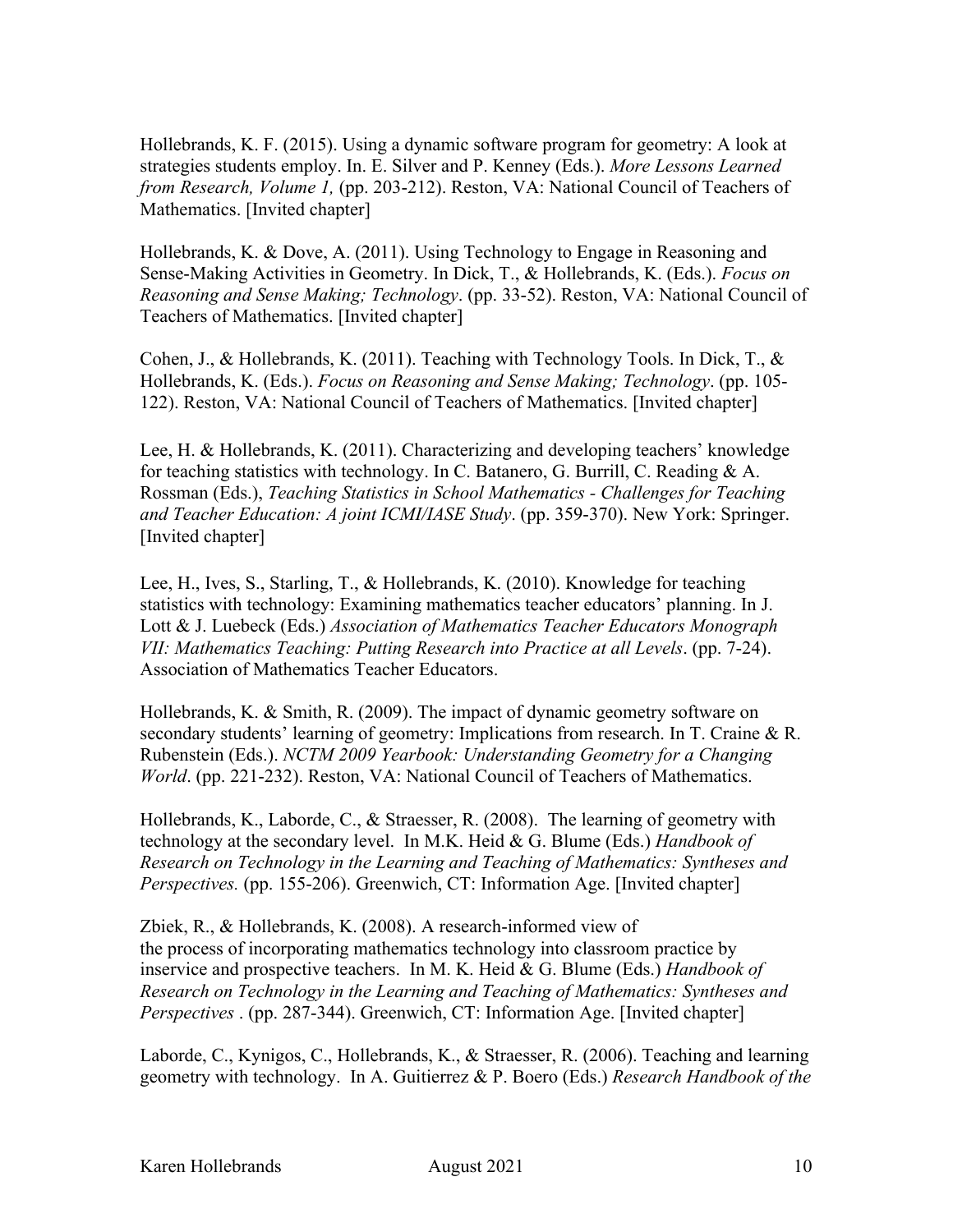Hollebrands, K. F. (2015). Using a dynamic software program for geometry: A look at strategies students employ. In. E. Silver and P. Kenney (Eds.). *More Lessons Learned from Research, Volume 1,* (pp. 203-212). Reston, VA: National Council of Teachers of Mathematics. [Invited chapter]

Hollebrands, K. & Dove, A. (2011). Using Technology to Engage in Reasoning and Sense-Making Activities in Geometry. In Dick, T., & Hollebrands, K. (Eds.). *Focus on Reasoning and Sense Making; Technology*. (pp. 33-52). Reston, VA: National Council of Teachers of Mathematics. [Invited chapter]

Cohen, J., & Hollebrands, K. (2011). Teaching with Technology Tools. In Dick, T., & Hollebrands, K. (Eds.). *Focus on Reasoning and Sense Making; Technology*. (pp. 105-122). Reston, VA: National Council of Teachers of Mathematics. [Invited chapter]

Lee, H. & Hollebrands, K. (2011). Characterizing and developing teachers' knowledge for teaching statistics with technology. In C. Batanero, G. Burrill, C. Reading & A. Rossman (Eds.), *Teaching Statistics in School Mathematics - Challenges for Teaching and Teacher Education: A joint ICMI/IASE Study*. (pp. 359-370). New York: Springer. [Invited chapter]

Lee, H., Ives, S., Starling, T., & Hollebrands, K. (2010). Knowledge for teaching statistics with technology: Examining mathematics teacher educators' planning. In J. Lott & J. Luebeck (Eds.) *Association of Mathematics Teacher Educators Monograph VII: Mathematics Teaching: Putting Research into Practice at all Levels*. (pp. 7-24). Association of Mathematics Teacher Educators.

Hollebrands, K. & Smith, R. (2009). The impact of dynamic geometry software on secondary students' learning of geometry: Implications from research. In T. Craine & R. Rubenstein (Eds.). *NCTM 2009 Yearbook: Understanding Geometry for a Changing World*. (pp. 221-232). Reston, VA: National Council of Teachers of Mathematics.

Hollebrands, K., Laborde, C., & Straesser, R. (2008). The learning of geometry with technology at the secondary level. In M.K. Heid & G. Blume (Eds.) *Handbook of Research on Technology in the Learning and Teaching of Mathematics: Syntheses and Perspectives.* (pp. 155-206). Greenwich, CT: Information Age. [Invited chapter]

Zbiek, R., & Hollebrands, K. (2008). A research-informed view of the process of incorporating mathematics technology into classroom practice by inservice and prospective teachers. In M. K. Heid & G. Blume (Eds.) *Handbook of Research on Technology in the Learning and Teaching of Mathematics: Syntheses and Perspectives* . (pp. 287-344). Greenwich, CT: Information Age. [Invited chapter]

Laborde, C., Kynigos, C., Hollebrands, K., & Straesser, R. (2006). Teaching and learning geometry with technology. In A. Guitierrez & P. Boero (Eds.) *Research Handbook of the*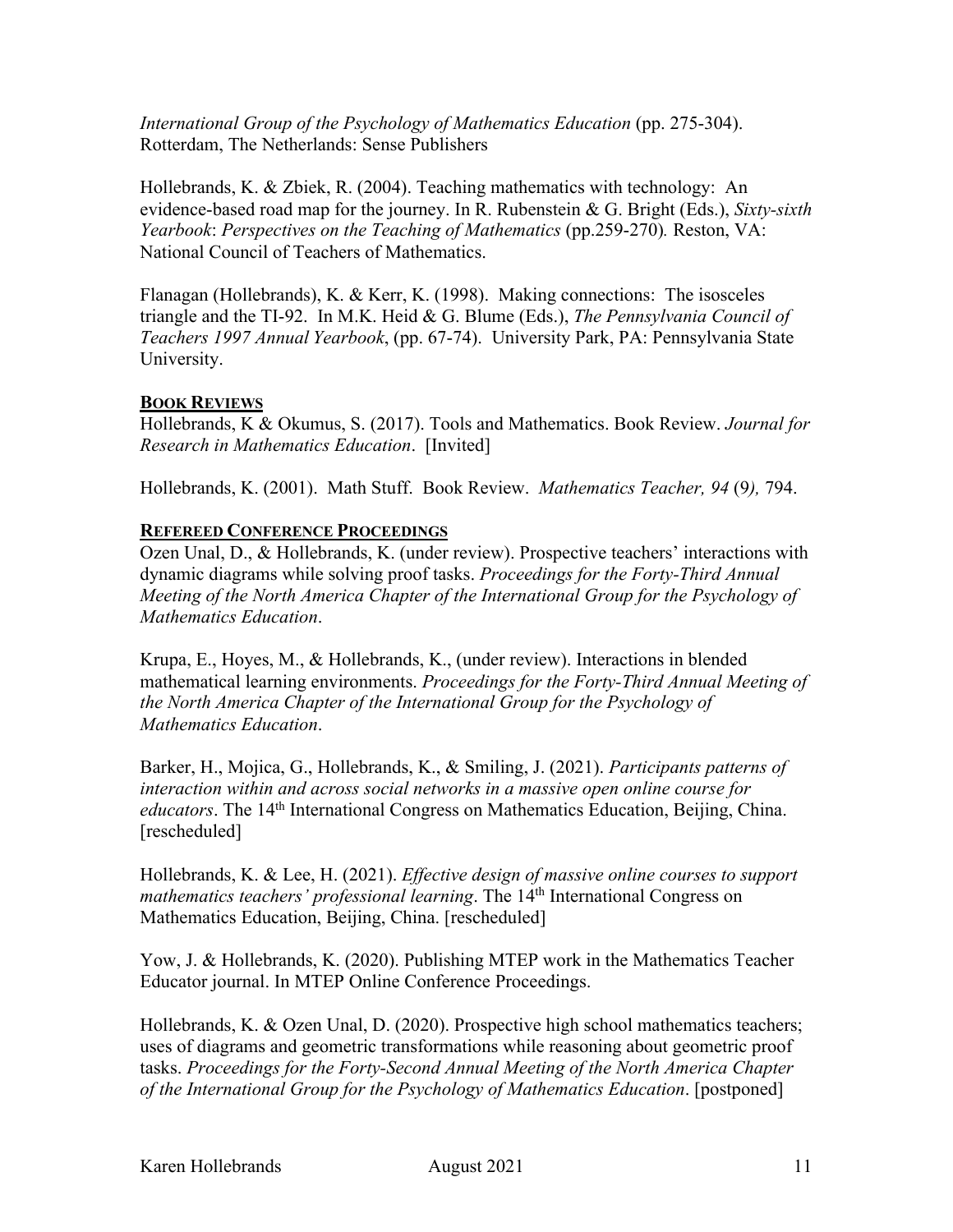*International Group of the Psychology of Mathematics Education* (pp. 275-304). Rotterdam, The Netherlands: Sense Publishers

Hollebrands, K. & Zbiek, R. (2004). Teaching mathematics with technology: An evidence-based road map for the journey. In R. Rubenstein & G. Bright (Eds.), *Sixty-sixth Yearbook*: *Perspectives on the Teaching of Mathematics* (pp.259-270). Reston, VA: National Council of Teachers of Mathematics.

Flanagan (Hollebrands), K. & Kerr, K. (1998). Making connections: The isosceles triangle and the TI-92. In M.K. Heid & G. Blume (Eds.), *The Pennsylvania Council of Teachers 1997 Annual Yearbook*, (pp. 67-74). University Park, PA: Pennsylvania State University.

## BOOK REVIEWS

Hollebrands, K & Okumus, S. (2017). Tools and Mathematics. Book Review. *Journal for Research in Mathematics Education*. [Invited]

Hollebrands, K. (2001). Math Stuff. Book Review. *Mathematics Teacher, 94* (9*),* 794.

## REFEREED CONFERENCE PROCEEDINGS

Ozen Unal, D., & Hollebrands, K. (under review). Prospective teachers' interactions with dynamic diagrams while solving proof tasks. *Proceedings for the Forty-Third Annual Meeting of the North America Chapter of the International Group for the Psychology of Mathematics Education*.

Krupa, E., Hoyes, M., & Hollebrands, K., (under review). Interactions in blended mathematical learning environments. *Proceedings for the Forty-Third Annual Meeting of the North America Chapter of the International Group for the Psychology of Mathematics Education*.

Barker, H., Mojica, G., Hollebrands, K., & Smiling, J. (2021). *Participants patterns of interaction within and across social networks in a massive open online course for educators*. The 14th International Congress on Mathematics Education, Beijing, China. [rescheduled]

Hollebrands, K. & Lee, H. (2021). *Effective design of massive online courses to support mathematics teachers' professional learning*. The 14th International Congress on Mathematics Education, Beijing, China. [rescheduled]

Yow, J. & Hollebrands, K. (2020). Publishing MTEP work in the Mathematics Teacher Educator journal. In MTEP Online Conference Proceedings.

Hollebrands, K. & Ozen Unal, D. (2020). Prospective high school mathematics teachers; uses of diagrams and geometric transformations while reasoning about geometric proof tasks. *Proceedings for the Forty-Second Annual Meeting of the North America Chapter of the International Group for the Psychology of Mathematics Education*. [postponed]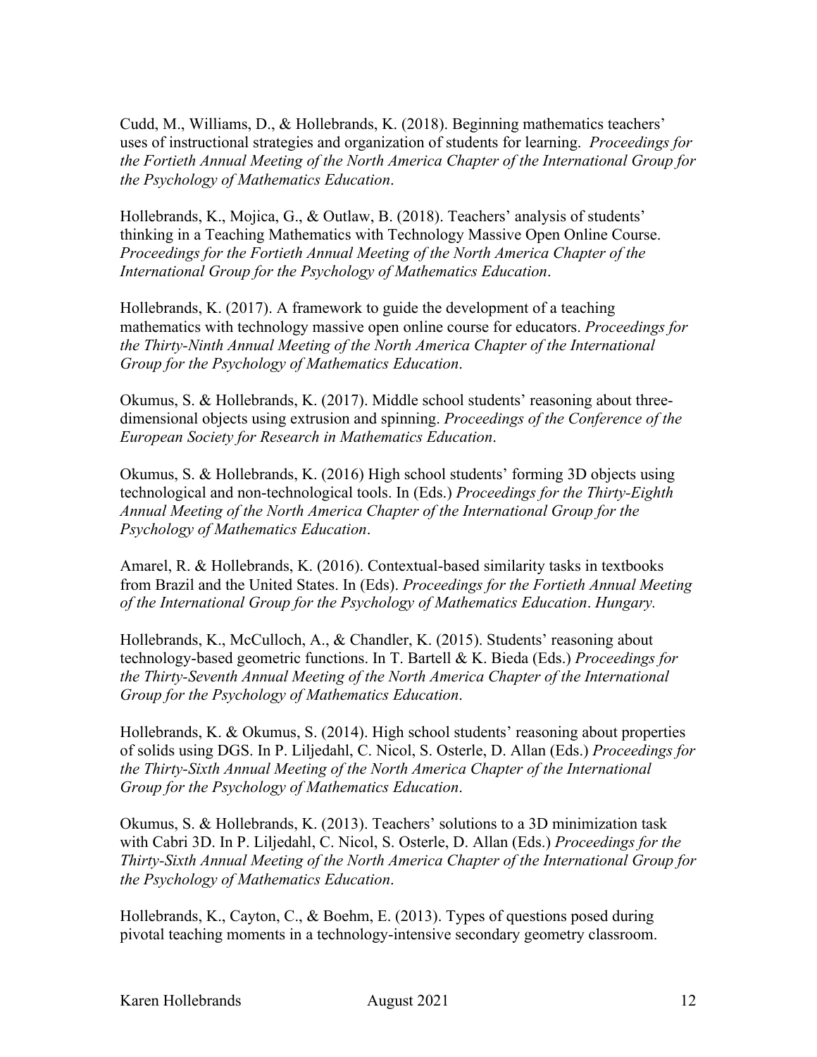Cudd, M., Williams, D., & Hollebrands, K. (2018). Beginning mathematics teachers' uses of instructional strategies and organization of students for learning. *Proceedings for the Fortieth Annual Meeting of the North America Chapter of the International Group for the Psychology of Mathematics Education*.

Hollebrands, K., Mojica, G., & Outlaw, B. (2018). Teachers' analysis of students' thinking in a Teaching Mathematics with Technology Massive Open Online Course. *Proceedings for the Fortieth Annual Meeting of the North America Chapter of the International Group for the Psychology of Mathematics Education*.

Hollebrands, K. (2017). A framework to guide the development of a teaching mathematics with technology massive open online course for educators. *Proceedings for the Thirty-Ninth Annual Meeting of the North America Chapter of the International Group for the Psychology of Mathematics Education*.

Okumus, S. & Hollebrands, K. (2017). Middle school students' reasoning about three-dimensional objects using extrusion and spinning. *Proceedings of the Conference of the European Society for Research in Mathematics Education*.

Okumus, S. & Hollebrands, K. (2016) High school students' forming 3D objects using technological and non-technological tools. In (Eds.) *Proceedings for the Thirty-Eighth Annual Meeting of the North America Chapter of the International Group for the Psychology of Mathematics Education*.

Amarel, R. & Hollebrands, K. (2016). Contextual-based similarity tasks in textbooks from Brazil and the United States. In (Eds). *Proceedings for the Fortieth Annual Meeting of the International Group for the Psychology of Mathematics Education*. *Hungary.*

Hollebrands, K., McCulloch, A., & Chandler, K. (2015). Students' reasoning about technology-based geometric functions. In T. Bartell & K. Bieda (Eds.) *Proceedings for the Thirty-Seventh Annual Meeting of the North America Chapter of the International Group for the Psychology of Mathematics Education*.

Hollebrands, K. & Okumus, S. (2014). High school students' reasoning about properties of solids using DGS. In P. Liljedahl, C. Nicol, S. Osterle, D. Allan (Eds.) *Proceedings for the Thirty-Sixth Annual Meeting of the North America Chapter of the International Group for the Psychology of Mathematics Education*.

Okumus, S. & Hollebrands, K. (2013). Teachers' solutions to a 3D minimization task with Cabri 3D. In P. Liljedahl, C. Nicol, S. Osterle, D. Allan (Eds.) *Proceedings for the Thirty-Sixth Annual Meeting of the North America Chapter of the International Group for the Psychology of Mathematics Education*.

Hollebrands, K., Cayton, C., & Boehm, E. (2013). Types of questions posed during pivotal teaching moments in a technology-intensive secondary geometry classroom.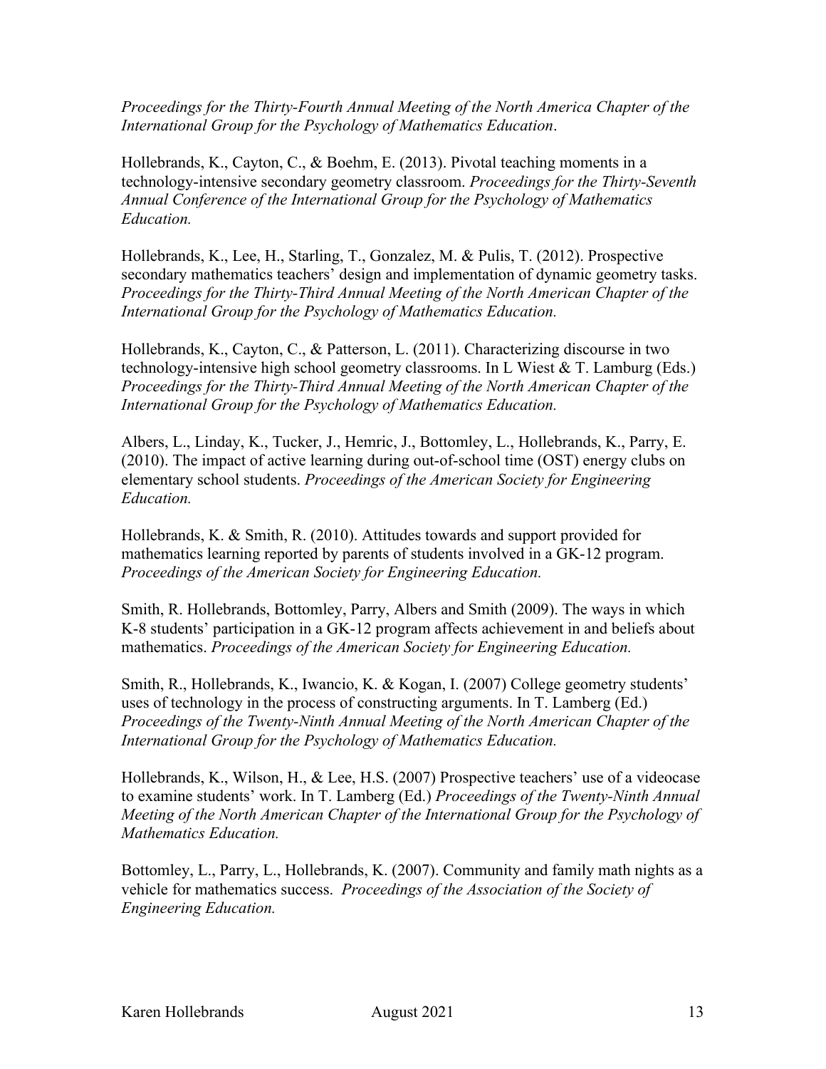*Proceedings for the Thirty-Fourth Annual Meeting of the North America Chapter of the International Group for the Psychology of Mathematics Education*.

Hollebrands, K., Cayton, C., & Boehm, E. (2013). Pivotal teaching moments in a technology-intensive secondary geometry classroom. *Proceedings for the Thirty-Seventh Annual Conference of the International Group for the Psychology of Mathematics Education.*

Hollebrands, K., Lee, H., Starling, T., Gonzalez, M. & Pulis, T. (2012). Prospective secondary mathematics teachers' design and implementation of dynamic geometry tasks. *Proceedings for the Thirty-Third Annual Meeting of the North American Chapter of the International Group for the Psychology of Mathematics Education.*

Hollebrands, K., Cayton, C., & Patterson, L. (2011). Characterizing discourse in two technology-intensive high school geometry classrooms. In L Wiest & T. Lamburg (Eds.) *Proceedings for the Thirty-Third Annual Meeting of the North American Chapter of the International Group for the Psychology of Mathematics Education.*

Albers, L., Linday, K., Tucker, J., Hemric, J., Bottomley, L., Hollebrands, K., Parry, E. (2010). The impact of active learning during out-of-school time (OST) energy clubs on elementary school students. *Proceedings of the American Society for Engineering Education.*

Hollebrands, K. & Smith, R. (2010). Attitudes towards and support provided for mathematics learning reported by parents of students involved in a GK-12 program. *Proceedings of the American Society for Engineering Education.*

Smith, R. Hollebrands, Bottomley, Parry, Albers and Smith (2009). The ways in which K-8 students' participation in a GK-12 program affects achievement in and beliefs about mathematics. *Proceedings of the American Society for Engineering Education.*

Smith, R., Hollebrands, K., Iwancio, K. & Kogan, I. (2007) College geometry students' uses of technology in the process of constructing arguments. In T. Lamberg (Ed.) *Proceedings of the Twenty-Ninth Annual Meeting of the North American Chapter of the International Group for the Psychology of Mathematics Education.*

Hollebrands, K., Wilson, H., & Lee, H.S. (2007) Prospective teachers' use of a videocase to examine students' work. In T. Lamberg (Ed.) *Proceedings of the Twenty-Ninth Annual Meeting of the North American Chapter of the International Group for the Psychology of Mathematics Education.*

Bottomley, L., Parry, L., Hollebrands, K. (2007). Community and family math nights as a vehicle for mathematics success. *Proceedings of the Association of the Society of Engineering Education.*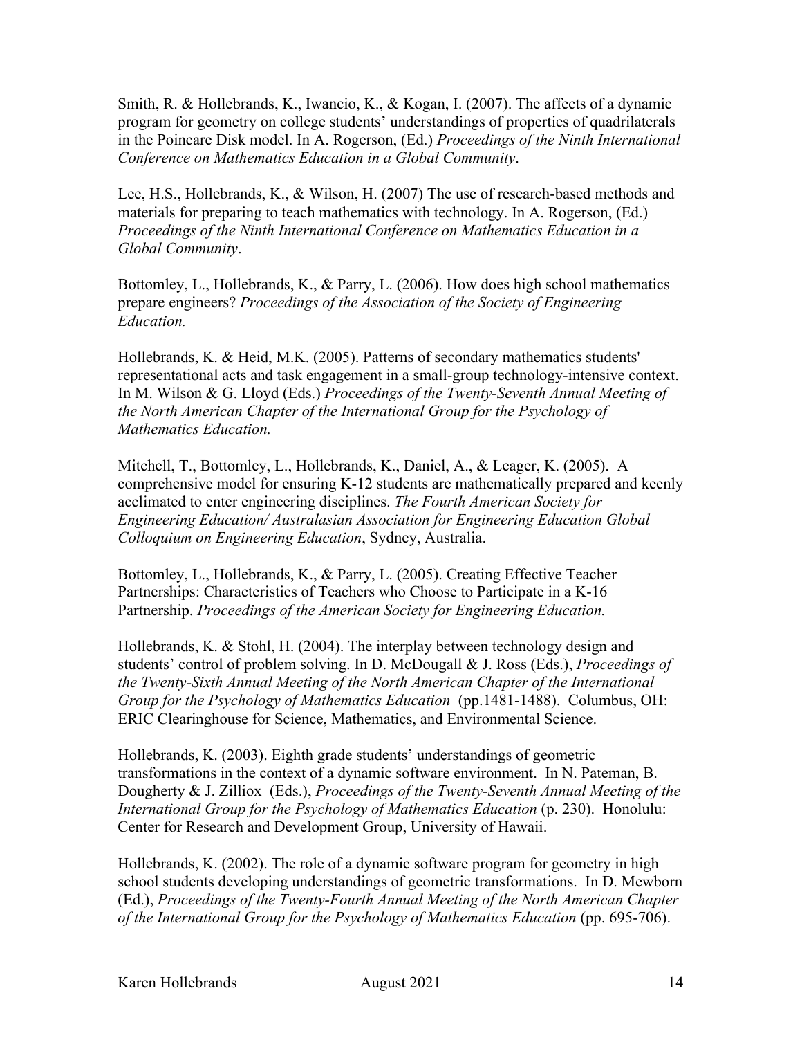Smith, R. & Hollebrands, K., Iwancio, K., & Kogan, I. (2007). The affects of a dynamic program for geometry on college students' understandings of properties of quadrilaterals in the Poincare Disk model. In A. Rogerson, (Ed.) *Proceedings of the Ninth International Conference on Mathematics Education in a Global Community*.

Lee, H.S., Hollebrands, K., & Wilson, H. (2007) The use of research-based methods and materials for preparing to teach mathematics with technology. In A. Rogerson, (Ed.) *Proceedings of the Ninth International Conference on Mathematics Education in a Global Community*.

Bottomley, L., Hollebrands, K., & Parry, L. (2006). How does high school mathematics prepare engineers? *Proceedings of the Association of the Society of Engineering Education.*

Hollebrands, K. & Heid, M.K. (2005). Patterns of secondary mathematics students' representational acts and task engagement in a small-group technology-intensive context. In M. Wilson & G. Lloyd (Eds.) *Proceedings of the Twenty-Seventh Annual Meeting of the North American Chapter of the International Group for the Psychology of Mathematics Education.*

Mitchell, T., Bottomley, L., Hollebrands, K., Daniel, A., & Leager, K. (2005). A comprehensive model for ensuring K-12 students are mathematically prepared and keenly acclimated to enter engineering disciplines. *The Fourth American Society for Engineering Education/ Australasian Association for Engineering Education Global Colloquium on Engineering Education*, Sydney, Australia.

Bottomley, L., Hollebrands, K., & Parry, L. (2005). Creating Effective Teacher Partnerships: Characteristics of Teachers who Choose to Participate in a K-16 Partnership. *Proceedings of the American Society for Engineering Education.*

Hollebrands, K. & Stohl, H. (2004). The interplay between technology design and students' control of problem solving. In D. McDougall & J. Ross (Eds.), *Proceedings of the Twenty-Sixth Annual Meeting of the North American Chapter of the International Group for the Psychology of Mathematics Education* (pp.1481-1488). Columbus, OH: ERIC Clearinghouse for Science, Mathematics, and Environmental Science.

Hollebrands, K. (2003). Eighth grade students' understandings of geometric transformations in the context of a dynamic software environment. In N. Pateman, B. Dougherty & J. Zilliox (Eds.), *Proceedings of the Twenty-Seventh Annual Meeting of the International Group for the Psychology of Mathematics Education* (p. 230). Honolulu: Center for Research and Development Group, University of Hawaii.

Hollebrands, K. (2002). The role of a dynamic software program for geometry in high school students developing understandings of geometric transformations. In D. Mewborn (Ed.), *Proceedings of the Twenty-Fourth Annual Meeting of the North American Chapter of the International Group for the Psychology of Mathematics Education* (pp. 695-706).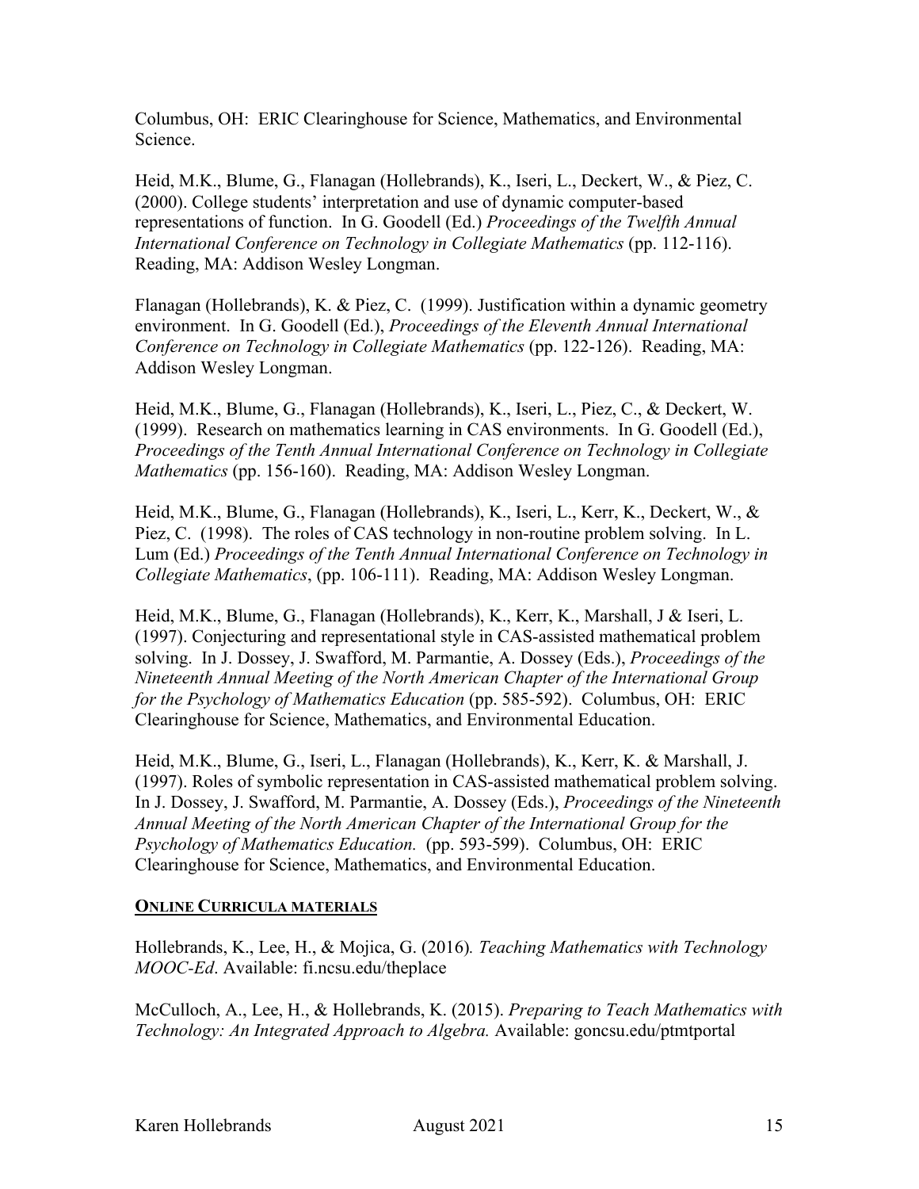Columbus, OH: ERIC Clearinghouse for Science, Mathematics, and Environmental Science.

Heid, M.K., Blume, G., Flanagan (Hollebrands), K., Iseri, L., Deckert, W., & Piez, C. (2000). College students' interpretation and use of dynamic computer-based representations of function. In G. Goodell (Ed.) *Proceedings of the Twelfth Annual International Conference on Technology in Collegiate Mathematics* (pp. 112-116). Reading, MA: Addison Wesley Longman.

Flanagan (Hollebrands), K. & Piez, C. (1999). Justification within a dynamic geometry environment. In G. Goodell (Ed.), *Proceedings of the Eleventh Annual International Conference on Technology in Collegiate Mathematics* (pp. 122-126). Reading, MA: Addison Wesley Longman.

Heid, M.K., Blume, G., Flanagan (Hollebrands), K., Iseri, L., Piez, C., & Deckert, W. (1999). Research on mathematics learning in CAS environments. In G. Goodell (Ed.), *Proceedings of the Tenth Annual International Conference on Technology in Collegiate Mathematics* (pp. 156-160). Reading, MA: Addison Wesley Longman.

Heid, M.K., Blume, G., Flanagan (Hollebrands), K., Iseri, L., Kerr, K., Deckert, W., & Piez, C. (1998). The roles of CAS technology in non-routine problem solving. In L. Lum (Ed.) *Proceedings of the Tenth Annual International Conference on Technology in Collegiate Mathematics*, (pp. 106-111). Reading, MA: Addison Wesley Longman.

Heid, M.K., Blume, G., Flanagan (Hollebrands), K., Kerr, K., Marshall, J & Iseri, L. (1997). Conjecturing and representational style in CAS-assisted mathematical problem solving. In J. Dossey, J. Swafford, M. Parmantie, A. Dossey (Eds.), *Proceedings of the Nineteenth Annual Meeting of the North American Chapter of the International Group for the Psychology of Mathematics Education* (pp. 585-592). Columbus, OH: ERIC Clearinghouse for Science, Mathematics, and Environmental Education.

Heid, M.K., Blume, G., Iseri, L., Flanagan (Hollebrands), K., Kerr, K. & Marshall, J. (1997). Roles of symbolic representation in CAS-assisted mathematical problem solving. In J. Dossey, J. Swafford, M. Parmantie, A. Dossey (Eds.), *Proceedings of the Nineteenth Annual Meeting of the North American Chapter of the International Group for the Psychology of Mathematics Education.* (pp. 593-599). Columbus, OH: ERIC Clearinghouse for Science, Mathematics, and Environmental Education.

## ONLINE CURRICULA MATERIALS

Hollebrands, K., Lee, H., & Mojica, G. (2016). *Teaching Mathematics with Technology MOOC-Ed*. Available: fi.ncsu.edu/theplace

McCulloch, A., Lee, H., & Hollebrands, K. (2015). *Preparing to Teach Mathematics with Technology: An Integrated Approach to Algebra.* Available: goncsu.edu/ptmtportal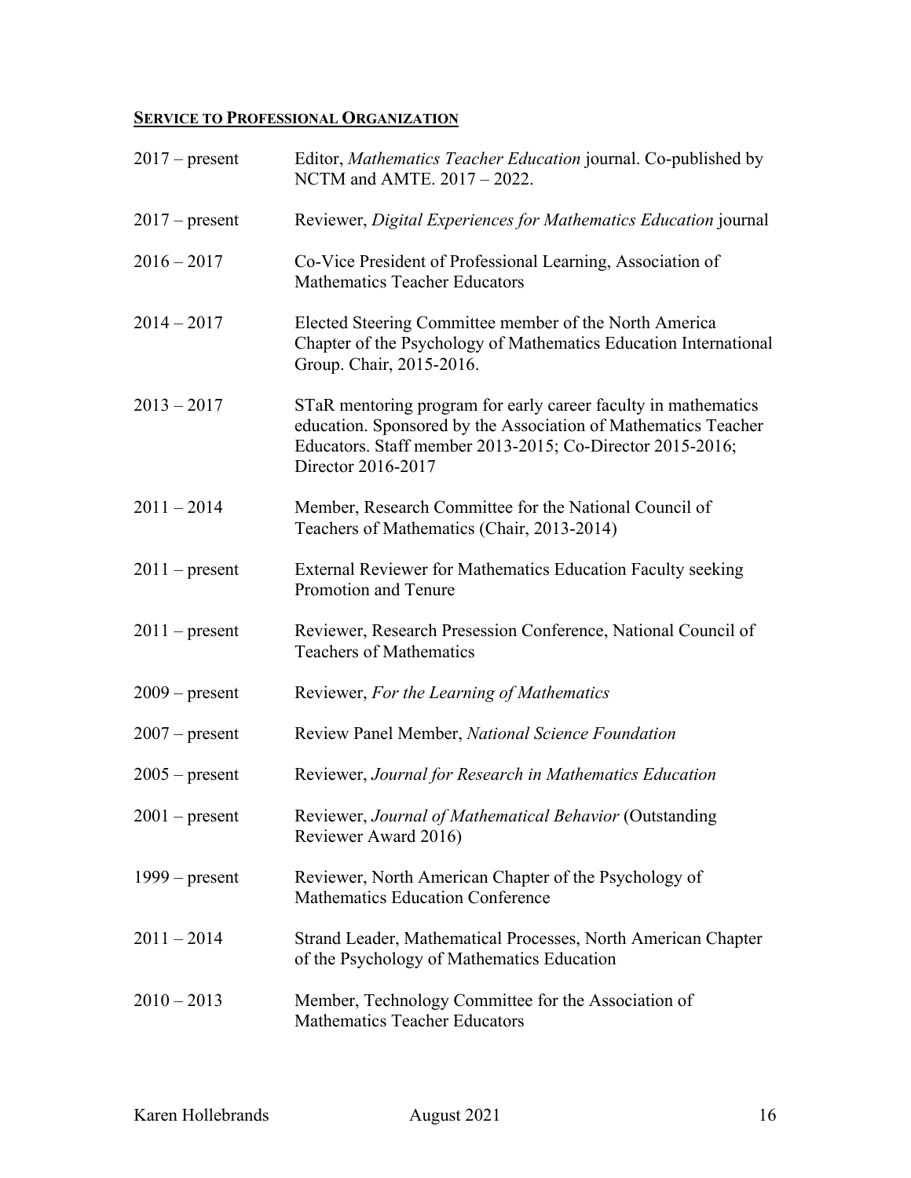## Service to Professional Organization

| | |
|---|---|
| 2017 – present | Editor, *Mathematics Teacher Education* journal. Co-published by NCTM and AMTE. 2017 – 2022. |
| 2017 – present | Reviewer, *Digital Experiences for Mathematics Education* journal |
| 2016 – 2017 | Co-Vice President of Professional Learning, Association of Mathematics Teacher Educators |
| 2014 – 2017 | Elected Steering Committee member of the North America Chapter of the Psychology of Mathematics Education International Group. Chair, 2015-2016. |
| 2013 – 2017 | STaR mentoring program for early career faculty in mathematics education. Sponsored by the Association of Mathematics Teacher Educators. Staff member 2013-2015; Co-Director 2015-2016; Director 2016-2017 |
| 2011 – 2014 | Member, Research Committee for the National Council of Teachers of Mathematics (Chair, 2013-2014) |
| 2011 – present | External Reviewer for Mathematics Education Faculty seeking Promotion and Tenure |
| 2011 – present | Reviewer, Research Presession Conference, National Council of Teachers of Mathematics |
| 2009 – present | Reviewer, *For the Learning of Mathematics* |
| 2007 – present | Review Panel Member, *National Science Foundation* |
| 2005 – present | Reviewer, *Journal for Research in Mathematics Education* |
| 2001 – present | Reviewer, *Journal of Mathematical Behavior* (Outstanding Reviewer Award 2016) |
| 1999 – present | Reviewer, North American Chapter of the Psychology of Mathematics Education Conference |
| 2011 – 2014 | Strand Leader, Mathematical Processes, North American Chapter of the Psychology of Mathematics Education |
| 2010 – 2013 | Member, Technology Committee for the Association of Mathematics Teacher Educators |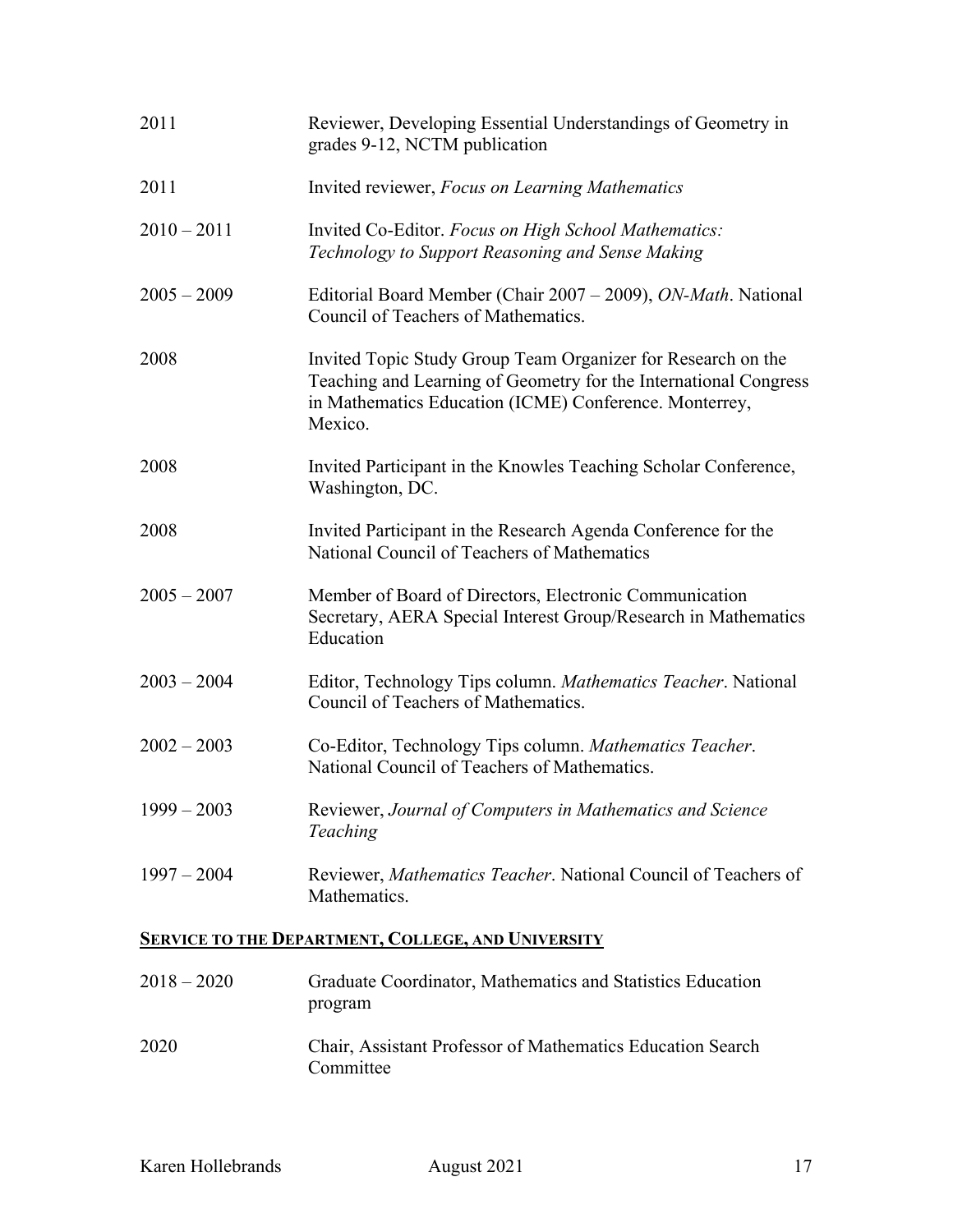| | |
|---|---|
| 2011 | Reviewer, Developing Essential Understandings of Geometry in grades 9-12, NCTM publication |
| 2011 | Invited reviewer, *Focus on Learning Mathematics* |
| 2010 – 2011 | Invited Co-Editor. *Focus on High School Mathematics: Technology to Support Reasoning and Sense Making* |
| 2005 – 2009 | Editorial Board Member (Chair 2007 – 2009), *ON-Math*. National Council of Teachers of Mathematics. |
| 2008 | Invited Topic Study Group Team Organizer for Research on the Teaching and Learning of Geometry for the International Congress in Mathematics Education (ICME) Conference. Monterrey, Mexico. |
| 2008 | Invited Participant in the Knowles Teaching Scholar Conference, Washington, DC. |
| 2008 | Invited Participant in the Research Agenda Conference for the National Council of Teachers of Mathematics |
| 2005 – 2007 | Member of Board of Directors, Electronic Communication Secretary, AERA Special Interest Group/Research in Mathematics Education |
| 2003 – 2004 | Editor, Technology Tips column. *Mathematics Teacher*. National Council of Teachers of Mathematics. |
| 2002 – 2003 | Co-Editor, Technology Tips column. *Mathematics Teacher*. National Council of Teachers of Mathematics. |
| 1999 – 2003 | Reviewer, *Journal of Computers in Mathematics and Science Teaching* |
| 1997 – 2004 | Reviewer, *Mathematics Teacher*. National Council of Teachers of Mathematics. |

## SERVICE TO THE DEPARTMENT, COLLEGE, AND UNIVERSITY

| | |
|---|---|
| 2018 – 2020 | Graduate Coordinator, Mathematics and Statistics Education program |
| 2020 | Chair, Assistant Professor of Mathematics Education Search Committee |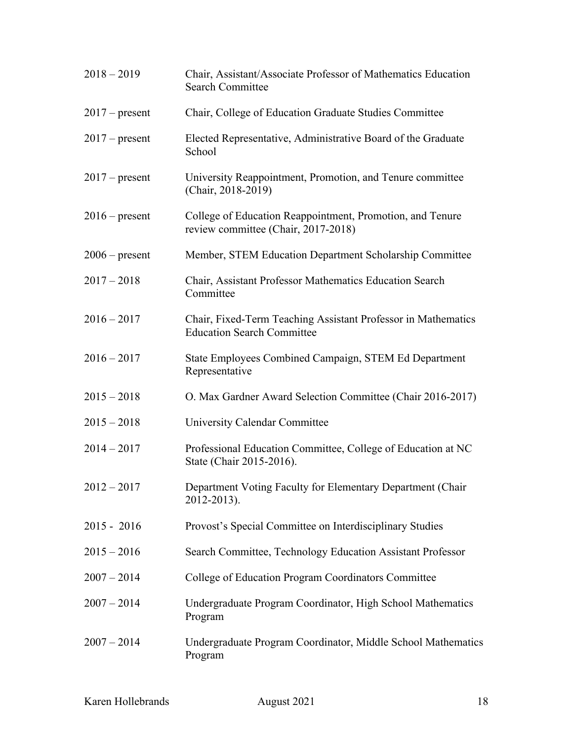| | |
|---|---|
| 2018 – 2019 | Chair, Assistant/Associate Professor of Mathematics Education Search Committee |
| 2017 – present | Chair, College of Education Graduate Studies Committee |
| 2017 – present | Elected Representative, Administrative Board of the Graduate School |
| 2017 – present | University Reappointment, Promotion, and Tenure committee (Chair, 2018-2019) |
| 2016 – present | College of Education Reappointment, Promotion, and Tenure review committee (Chair, 2017-2018) |
| 2006 – present | Member, STEM Education Department Scholarship Committee |
| 2017 – 2018 | Chair, Assistant Professor Mathematics Education Search Committee |
| 2016 – 2017 | Chair, Fixed-Term Teaching Assistant Professor in Mathematics Education Search Committee |
| 2016 – 2017 | State Employees Combined Campaign, STEM Ed Department Representative |
| 2015 – 2018 | O. Max Gardner Award Selection Committee (Chair 2016-2017) |
| 2015 – 2018 | University Calendar Committee |
| 2014 – 2017 | Professional Education Committee, College of Education at NC State (Chair 2015-2016). |
| 2012 – 2017 | Department Voting Faculty for Elementary Department (Chair 2012-2013). |
| 2015 - 2016 | Provost's Special Committee on Interdisciplinary Studies |
| 2015 – 2016 | Search Committee, Technology Education Assistant Professor |
| 2007 – 2014 | College of Education Program Coordinators Committee |
| 2007 – 2014 | Undergraduate Program Coordinator, High School Mathematics Program |
| 2007 – 2014 | Undergraduate Program Coordinator, Middle School Mathematics Program |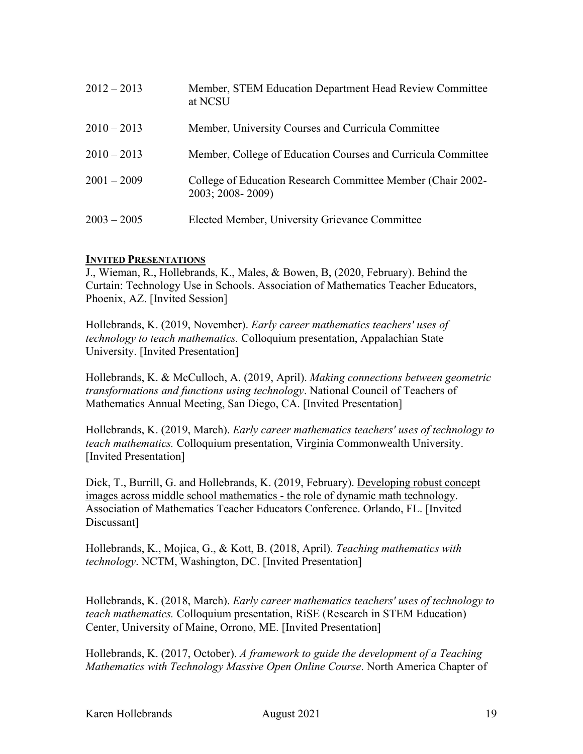| | |
|---|---|
| 2012 – 2013 | Member, STEM Education Department Head Review Committee at NCSU |
| 2010 – 2013 | Member, University Courses and Curricula Committee |
| 2010 – 2013 | Member, College of Education Courses and Curricula Committee |
| 2001 – 2009 | College of Education Research Committee Member (Chair 2002-2003; 2008- 2009) |
| 2003 – 2005 | Elected Member, University Grievance Committee |

## INVITED PRESENTATIONS

J., Wieman, R., Hollebrands, K., Males, & Bowen, B, (2020, February). Behind the Curtain: Technology Use in Schools. Association of Mathematics Teacher Educators, Phoenix, AZ. [Invited Session]

Hollebrands, K. (2019, November). *Early career mathematics teachers' uses of technology to teach mathematics.* Colloquium presentation, Appalachian State University. [Invited Presentation]

Hollebrands, K. & McCulloch, A. (2019, April). *Making connections between geometric transformations and functions using technology*. National Council of Teachers of Mathematics Annual Meeting, San Diego, CA. [Invited Presentation]

Hollebrands, K. (2019, March). *Early career mathematics teachers' uses of technology to teach mathematics.* Colloquium presentation, Virginia Commonwealth University. [Invited Presentation]

Dick, T., Burrill, G. and Hollebrands, K. (2019, February). Developing robust concept images across middle school mathematics - the role of dynamic math technology. Association of Mathematics Teacher Educators Conference. Orlando, FL. [Invited Discussant]

Hollebrands, K., Mojica, G., & Kott, B. (2018, April). *Teaching mathematics with technology*. NCTM, Washington, DC. [Invited Presentation]

Hollebrands, K. (2018, March). *Early career mathematics teachers' uses of technology to teach mathematics.* Colloquium presentation, RiSE (Research in STEM Education) Center, University of Maine, Orrono, ME. [Invited Presentation]

Hollebrands, K. (2017, October). *A framework to guide the development of a Teaching Mathematics with Technology Massive Open Online Course*. North America Chapter of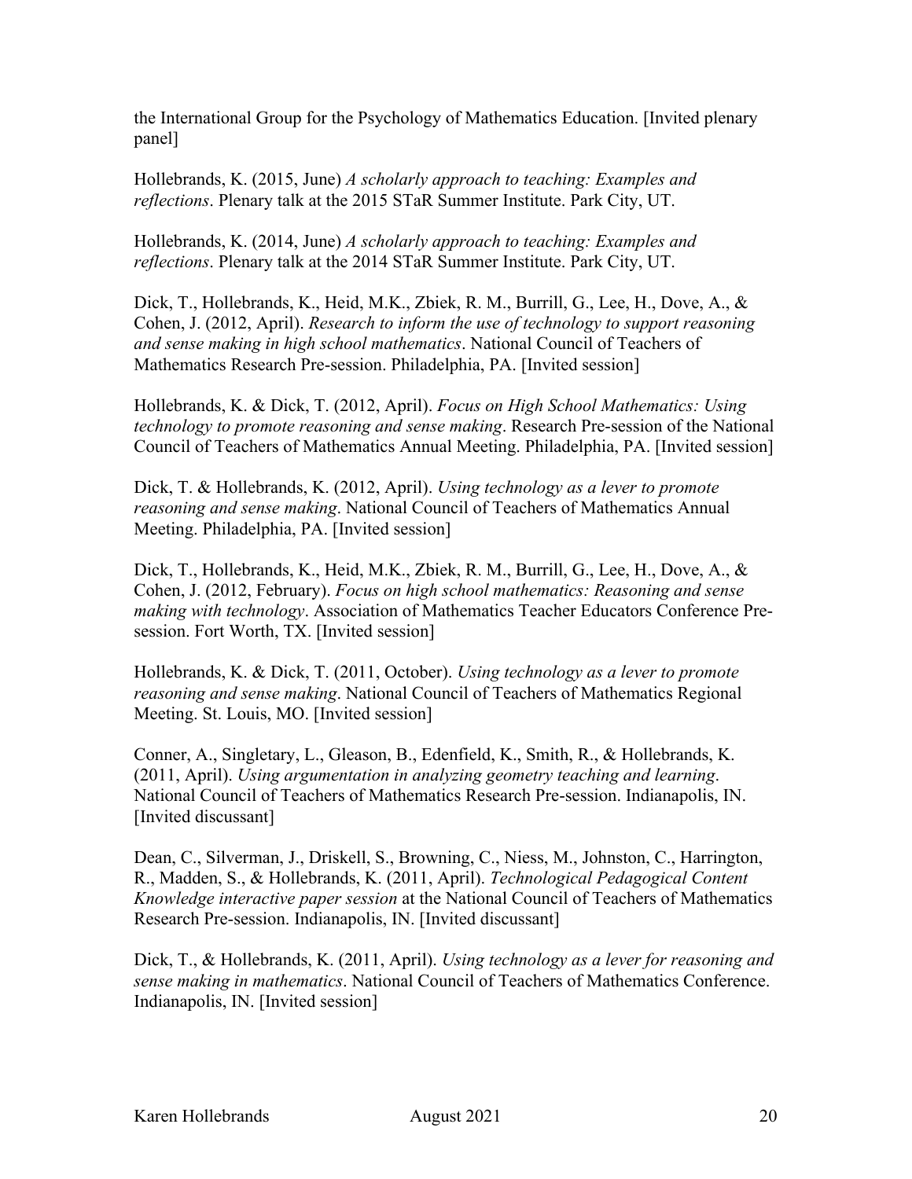the International Group for the Psychology of Mathematics Education. [Invited plenary panel]

Hollebrands, K. (2015, June) *A scholarly approach to teaching: Examples and reflections*. Plenary talk at the 2015 STaR Summer Institute. Park City, UT.

Hollebrands, K. (2014, June) *A scholarly approach to teaching: Examples and reflections*. Plenary talk at the 2014 STaR Summer Institute. Park City, UT.

Dick, T., Hollebrands, K., Heid, M.K., Zbiek, R. M., Burrill, G., Lee, H., Dove, A., & Cohen, J. (2012, April). *Research to inform the use of technology to support reasoning and sense making in high school mathematics*. National Council of Teachers of Mathematics Research Pre-session. Philadelphia, PA. [Invited session]

Hollebrands, K. & Dick, T. (2012, April). *Focus on High School Mathematics: Using technology to promote reasoning and sense making*. Research Pre-session of the National Council of Teachers of Mathematics Annual Meeting. Philadelphia, PA. [Invited session]

Dick, T. & Hollebrands, K. (2012, April). *Using technology as a lever to promote reasoning and sense making*. National Council of Teachers of Mathematics Annual Meeting. Philadelphia, PA. [Invited session]

Dick, T., Hollebrands, K., Heid, M.K., Zbiek, R. M., Burrill, G., Lee, H., Dove, A., & Cohen, J. (2012, February). *Focus on high school mathematics: Reasoning and sense making with technology*. Association of Mathematics Teacher Educators Conference Pre-session. Fort Worth, TX. [Invited session]

Hollebrands, K. & Dick, T. (2011, October). *Using technology as a lever to promote reasoning and sense making*. National Council of Teachers of Mathematics Regional Meeting. St. Louis, MO. [Invited session]

Conner, A., Singletary, L., Gleason, B., Edenfield, K., Smith, R., & Hollebrands, K. (2011, April). *Using argumentation in analyzing geometry teaching and learning*. National Council of Teachers of Mathematics Research Pre-session. Indianapolis, IN. [Invited discussant]

Dean, C., Silverman, J., Driskell, S., Browning, C., Niess, M., Johnston, C., Harrington, R., Madden, S., & Hollebrands, K. (2011, April). *Technological Pedagogical Content Knowledge interactive paper session* at the National Council of Teachers of Mathematics Research Pre-session. Indianapolis, IN. [Invited discussant]

Dick, T., & Hollebrands, K. (2011, April). *Using technology as a lever for reasoning and sense making in mathematics*. National Council of Teachers of Mathematics Conference. Indianapolis, IN. [Invited session]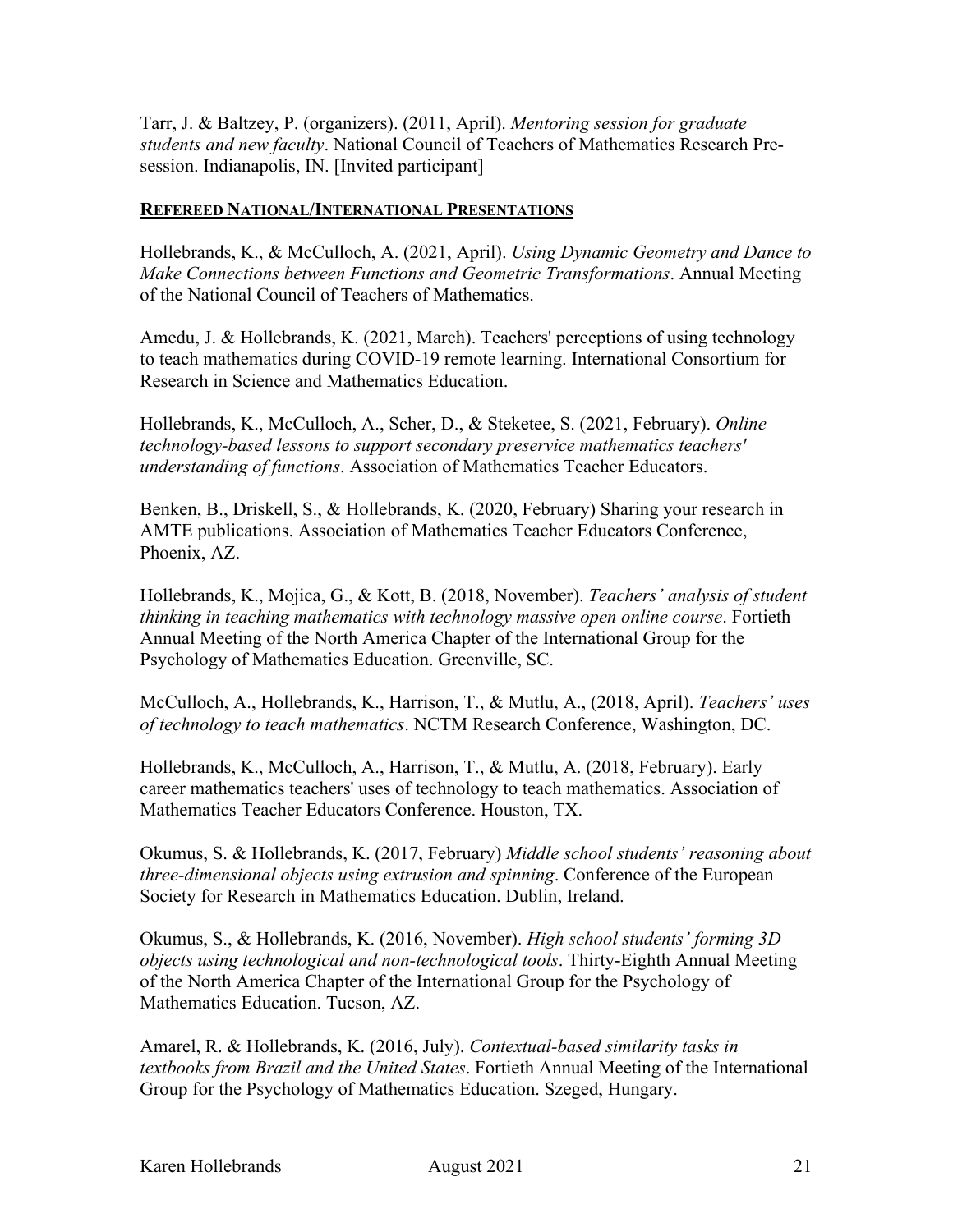Tarr, J. & Baltzey, P. (organizers). (2011, April). *Mentoring session for graduate students and new faculty*. National Council of Teachers of Mathematics Research Pre-session. Indianapolis, IN. [Invited participant]

## **Refereed National/International Presentations**

Hollebrands, K., & McCulloch, A. (2021, April). *Using Dynamic Geometry and Dance to Make Connections between Functions and Geometric Transformations*. Annual Meeting of the National Council of Teachers of Mathematics.

Amedu, J. & Hollebrands, K. (2021, March). Teachers' perceptions of using technology to teach mathematics during COVID-19 remote learning. International Consortium for Research in Science and Mathematics Education.

Hollebrands, K., McCulloch, A., Scher, D., & Steketee, S. (2021, February). *Online technology-based lessons to support secondary preservice mathematics teachers' understanding of functions*. Association of Mathematics Teacher Educators.

Benken, B., Driskell, S., & Hollebrands, K. (2020, February) Sharing your research in AMTE publications. Association of Mathematics Teacher Educators Conference, Phoenix, AZ.

Hollebrands, K., Mojica, G., & Kott, B. (2018, November). *Teachers' analysis of student thinking in teaching mathematics with technology massive open online course*. Fortieth Annual Meeting of the North America Chapter of the International Group for the Psychology of Mathematics Education. Greenville, SC.

McCulloch, A., Hollebrands, K., Harrison, T., & Mutlu, A., (2018, April). *Teachers' uses of technology to teach mathematics*. NCTM Research Conference, Washington, DC.

Hollebrands, K., McCulloch, A., Harrison, T., & Mutlu, A. (2018, February). Early career mathematics teachers' uses of technology to teach mathematics. Association of Mathematics Teacher Educators Conference. Houston, TX.

Okumus, S. & Hollebrands, K. (2017, February) *Middle school students' reasoning about three-dimensional objects using extrusion and spinning*. Conference of the European Society for Research in Mathematics Education. Dublin, Ireland.

Okumus, S., & Hollebrands, K. (2016, November). *High school students' forming 3D objects using technological and non-technological tools*. Thirty-Eighth Annual Meeting of the North America Chapter of the International Group for the Psychology of Mathematics Education. Tucson, AZ.

Amarel, R. & Hollebrands, K. (2016, July). *Contextual-based similarity tasks in textbooks from Brazil and the United States*. Fortieth Annual Meeting of the International Group for the Psychology of Mathematics Education. Szeged, Hungary.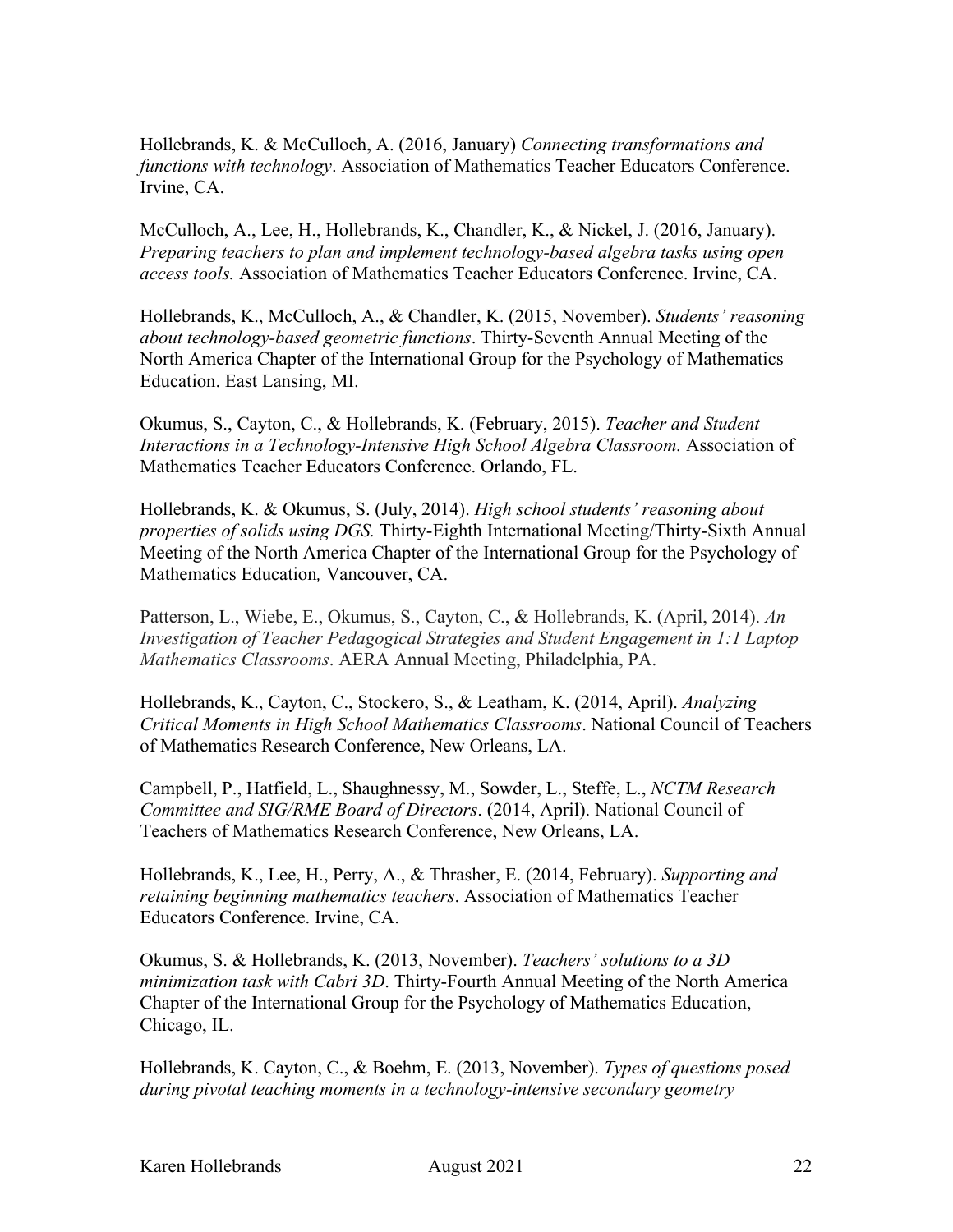Hollebrands, K. & McCulloch, A. (2016, January) *Connecting transformations and functions with technology*. Association of Mathematics Teacher Educators Conference. Irvine, CA.

McCulloch, A., Lee, H., Hollebrands, K., Chandler, K., & Nickel, J. (2016, January). *Preparing teachers to plan and implement technology-based algebra tasks using open access tools.* Association of Mathematics Teacher Educators Conference. Irvine, CA.

Hollebrands, K., McCulloch, A., & Chandler, K. (2015, November). *Students' reasoning about technology-based geometric functions*. Thirty-Seventh Annual Meeting of the North America Chapter of the International Group for the Psychology of Mathematics Education. East Lansing, MI.

Okumus, S., Cayton, C., & Hollebrands, K. (February, 2015). *Teacher and Student Interactions in a Technology-Intensive High School Algebra Classroom.* Association of Mathematics Teacher Educators Conference. Orlando, FL.

Hollebrands, K. & Okumus, S. (July, 2014). *High school students' reasoning about properties of solids using DGS.* Thirty-Eighth International Meeting/Thirty-Sixth Annual Meeting of the North America Chapter of the International Group for the Psychology of Mathematics Education*,* Vancouver, CA.

Patterson, L., Wiebe, E., Okumus, S., Cayton, C., & Hollebrands, K. (April, 2014). *An Investigation of Teacher Pedagogical Strategies and Student Engagement in 1:1 Laptop Mathematics Classrooms*. AERA Annual Meeting, Philadelphia, PA.

Hollebrands, K., Cayton, C., Stockero, S., & Leatham, K. (2014, April). *Analyzing Critical Moments in High School Mathematics Classrooms*. National Council of Teachers of Mathematics Research Conference, New Orleans, LA.

Campbell, P., Hatfield, L., Shaughnessy, M., Sowder, L., Steffe, L., *NCTM Research Committee and SIG/RME Board of Directors*. (2014, April). National Council of Teachers of Mathematics Research Conference, New Orleans, LA.

Hollebrands, K., Lee, H., Perry, A., & Thrasher, E. (2014, February). *Supporting and retaining beginning mathematics teachers*. Association of Mathematics Teacher Educators Conference. Irvine, CA.

Okumus, S. & Hollebrands, K. (2013, November). *Teachers' solutions to a 3D minimization task with Cabri 3D*. Thirty-Fourth Annual Meeting of the North America Chapter of the International Group for the Psychology of Mathematics Education, Chicago, IL.

Hollebrands, K. Cayton, C., & Boehm, E. (2013, November). *Types of questions posed during pivotal teaching moments in a technology-intensive secondary geometry*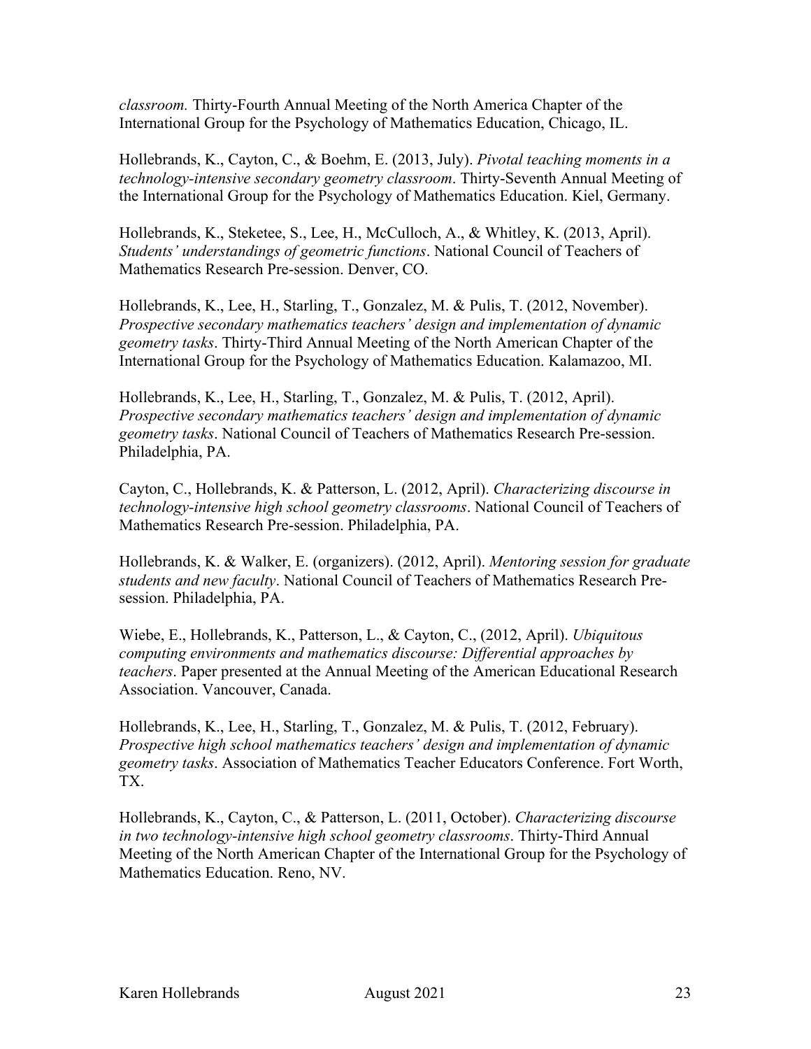*classroom.* Thirty-Fourth Annual Meeting of the North America Chapter of the International Group for the Psychology of Mathematics Education, Chicago, IL.

Hollebrands, K., Cayton, C., & Boehm, E. (2013, July). *Pivotal teaching moments in a technology-intensive secondary geometry classroom*. Thirty-Seventh Annual Meeting of the International Group for the Psychology of Mathematics Education. Kiel, Germany.

Hollebrands, K., Steketee, S., Lee, H., McCulloch, A., & Whitley, K. (2013, April). *Students' understandings of geometric functions*. National Council of Teachers of Mathematics Research Pre-session. Denver, CO.

Hollebrands, K., Lee, H., Starling, T., Gonzalez, M. & Pulis, T. (2012, November). *Prospective secondary mathematics teachers' design and implementation of dynamic geometry tasks*. Thirty-Third Annual Meeting of the North American Chapter of the International Group for the Psychology of Mathematics Education. Kalamazoo, MI.

Hollebrands, K., Lee, H., Starling, T., Gonzalez, M. & Pulis, T. (2012, April). *Prospective secondary mathematics teachers' design and implementation of dynamic geometry tasks*. National Council of Teachers of Mathematics Research Pre-session. Philadelphia, PA.

Cayton, C., Hollebrands, K. & Patterson, L. (2012, April). *Characterizing discourse in technology-intensive high school geometry classrooms*. National Council of Teachers of Mathematics Research Pre-session. Philadelphia, PA.

Hollebrands, K. & Walker, E. (organizers). (2012, April). *Mentoring session for graduate students and new faculty*. National Council of Teachers of Mathematics Research Pre-session. Philadelphia, PA.

Wiebe, E., Hollebrands, K., Patterson, L., & Cayton, C., (2012, April). *Ubiquitous computing environments and mathematics discourse: Differential approaches by teachers*. Paper presented at the Annual Meeting of the American Educational Research Association. Vancouver, Canada.

Hollebrands, K., Lee, H., Starling, T., Gonzalez, M. & Pulis, T. (2012, February). *Prospective high school mathematics teachers' design and implementation of dynamic geometry tasks*. Association of Mathematics Teacher Educators Conference. Fort Worth, TX.

Hollebrands, K., Cayton, C., & Patterson, L. (2011, October). *Characterizing discourse in two technology-intensive high school geometry classrooms*. Thirty-Third Annual Meeting of the North American Chapter of the International Group for the Psychology of Mathematics Education. Reno, NV.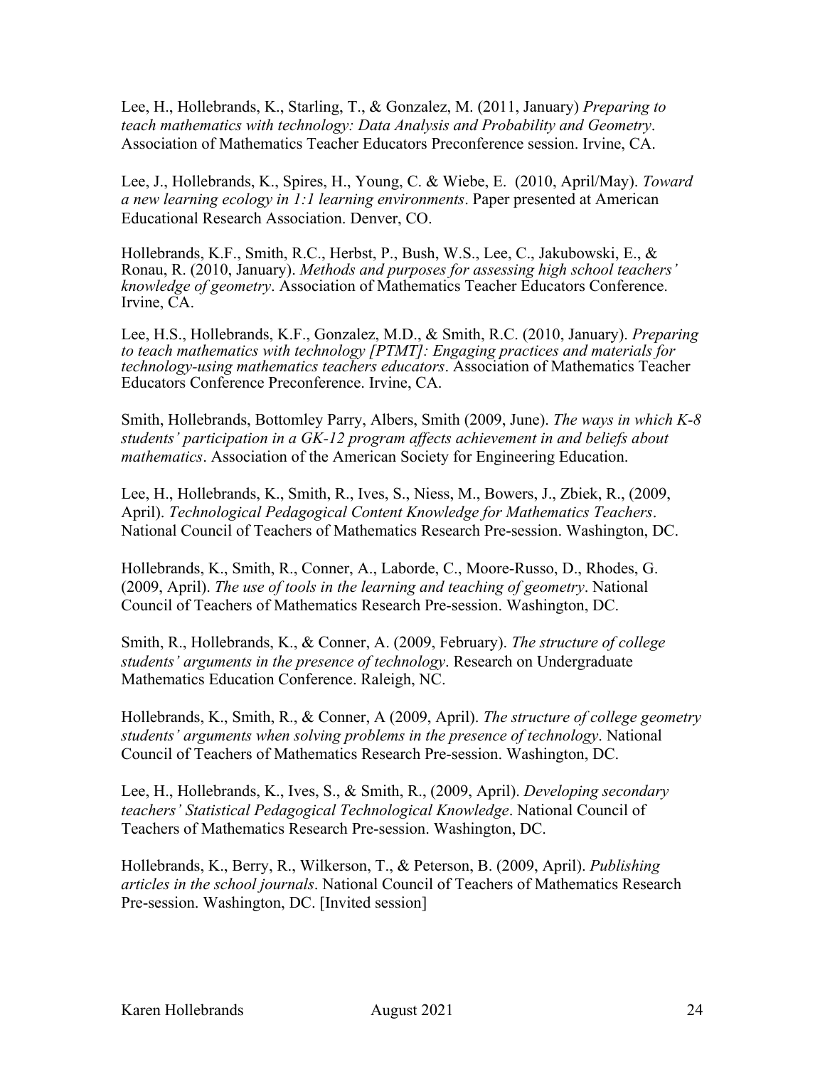Lee, H., Hollebrands, K., Starling, T., & Gonzalez, M. (2011, January) *Preparing to teach mathematics with technology: Data Analysis and Probability and Geometry*. Association of Mathematics Teacher Educators Preconference session. Irvine, CA.

Lee, J., Hollebrands, K., Spires, H., Young, C. & Wiebe, E. (2010, April/May). *Toward a new learning ecology in 1:1 learning environments*. Paper presented at American Educational Research Association. Denver, CO.

Hollebrands, K.F., Smith, R.C., Herbst, P., Bush, W.S., Lee, C., Jakubowski, E., & Ronau, R. (2010, January). *Methods and purposes for assessing high school teachers' knowledge of geometry*. Association of Mathematics Teacher Educators Conference. Irvine, CA.

Lee, H.S., Hollebrands, K.F., Gonzalez, M.D., & Smith, R.C. (2010, January). *Preparing to teach mathematics with technology [PTMT]: Engaging practices and materials for technology-using mathematics teachers educators*. Association of Mathematics Teacher Educators Conference Preconference. Irvine, CA.

Smith, Hollebrands, Bottomley Parry, Albers, Smith (2009, June). *The ways in which K-8 students' participation in a GK-12 program affects achievement in and beliefs about mathematics*. Association of the American Society for Engineering Education.

Lee, H., Hollebrands, K., Smith, R., Ives, S., Niess, M., Bowers, J., Zbiek, R., (2009, April). *Technological Pedagogical Content Knowledge for Mathematics Teachers*. National Council of Teachers of Mathematics Research Pre-session. Washington, DC.

Hollebrands, K., Smith, R., Conner, A., Laborde, C., Moore-Russo, D., Rhodes, G. (2009, April). *The use of tools in the learning and teaching of geometry*. National Council of Teachers of Mathematics Research Pre-session. Washington, DC.

Smith, R., Hollebrands, K., & Conner, A. (2009, February). *The structure of college students' arguments in the presence of technology*. Research on Undergraduate Mathematics Education Conference. Raleigh, NC.

Hollebrands, K., Smith, R., & Conner, A (2009, April). *The structure of college geometry students' arguments when solving problems in the presence of technology*. National Council of Teachers of Mathematics Research Pre-session. Washington, DC.

Lee, H., Hollebrands, K., Ives, S., & Smith, R., (2009, April). *Developing secondary teachers' Statistical Pedagogical Technological Knowledge*. National Council of Teachers of Mathematics Research Pre-session. Washington, DC.

Hollebrands, K., Berry, R., Wilkerson, T., & Peterson, B. (2009, April). *Publishing articles in the school journals*. National Council of Teachers of Mathematics Research Pre-session. Washington, DC. [Invited session]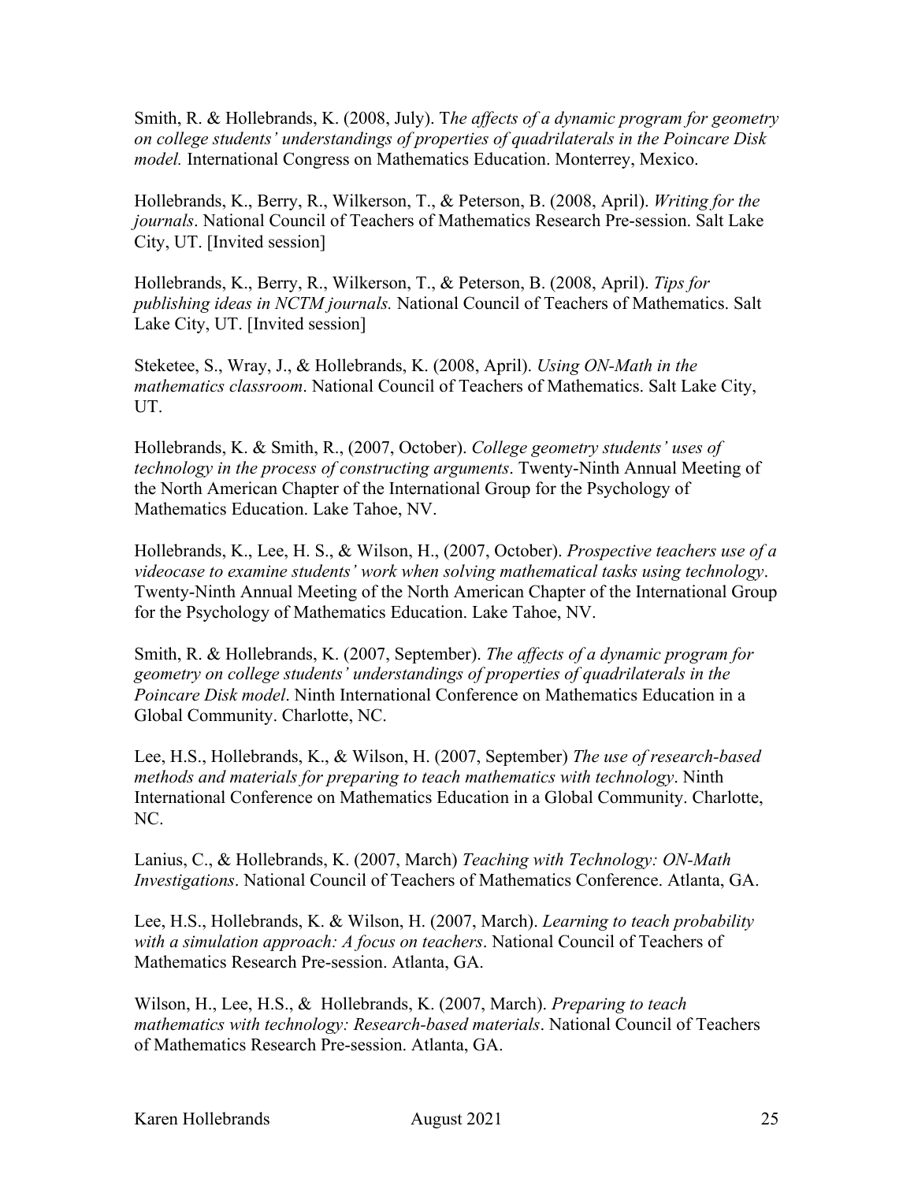Smith, R. & Hollebrands, K. (2008, July). T*he affects of a dynamic program for geometry on college students' understandings of properties of quadrilaterals in the Poincare Disk model.* International Congress on Mathematics Education. Monterrey, Mexico.

Hollebrands, K., Berry, R., Wilkerson, T., & Peterson, B. (2008, April). *Writing for the journals*. National Council of Teachers of Mathematics Research Pre-session. Salt Lake City, UT. [Invited session]

Hollebrands, K., Berry, R., Wilkerson, T., & Peterson, B. (2008, April). *Tips for publishing ideas in NCTM journals.* National Council of Teachers of Mathematics. Salt Lake City, UT. [Invited session]

Steketee, S., Wray, J., & Hollebrands, K. (2008, April). *Using ON-Math in the mathematics classroom*. National Council of Teachers of Mathematics. Salt Lake City, UT.

Hollebrands, K. & Smith, R., (2007, October). *College geometry students' uses of technology in the process of constructing arguments*. Twenty-Ninth Annual Meeting of the North American Chapter of the International Group for the Psychology of Mathematics Education. Lake Tahoe, NV.

Hollebrands, K., Lee, H. S., & Wilson, H., (2007, October). *Prospective teachers use of a videocase to examine students' work when solving mathematical tasks using technology*. Twenty-Ninth Annual Meeting of the North American Chapter of the International Group for the Psychology of Mathematics Education. Lake Tahoe, NV.

Smith, R. & Hollebrands, K. (2007, September). *The affects of a dynamic program for geometry on college students' understandings of properties of quadrilaterals in the Poincare Disk model*. Ninth International Conference on Mathematics Education in a Global Community. Charlotte, NC.

Lee, H.S., Hollebrands, K., & Wilson, H. (2007, September) *The use of research-based methods and materials for preparing to teach mathematics with technology*. Ninth International Conference on Mathematics Education in a Global Community. Charlotte, NC.

Lanius, C., & Hollebrands, K. (2007, March) *Teaching with Technology: ON-Math Investigations*. National Council of Teachers of Mathematics Conference. Atlanta, GA.

Lee, H.S., Hollebrands, K. & Wilson, H. (2007, March). *Learning to teach probability with a simulation approach: A focus on teachers*. National Council of Teachers of Mathematics Research Pre-session. Atlanta, GA.

Wilson, H., Lee, H.S., & Hollebrands, K. (2007, March). *Preparing to teach mathematics with technology: Research-based materials*. National Council of Teachers of Mathematics Research Pre-session. Atlanta, GA.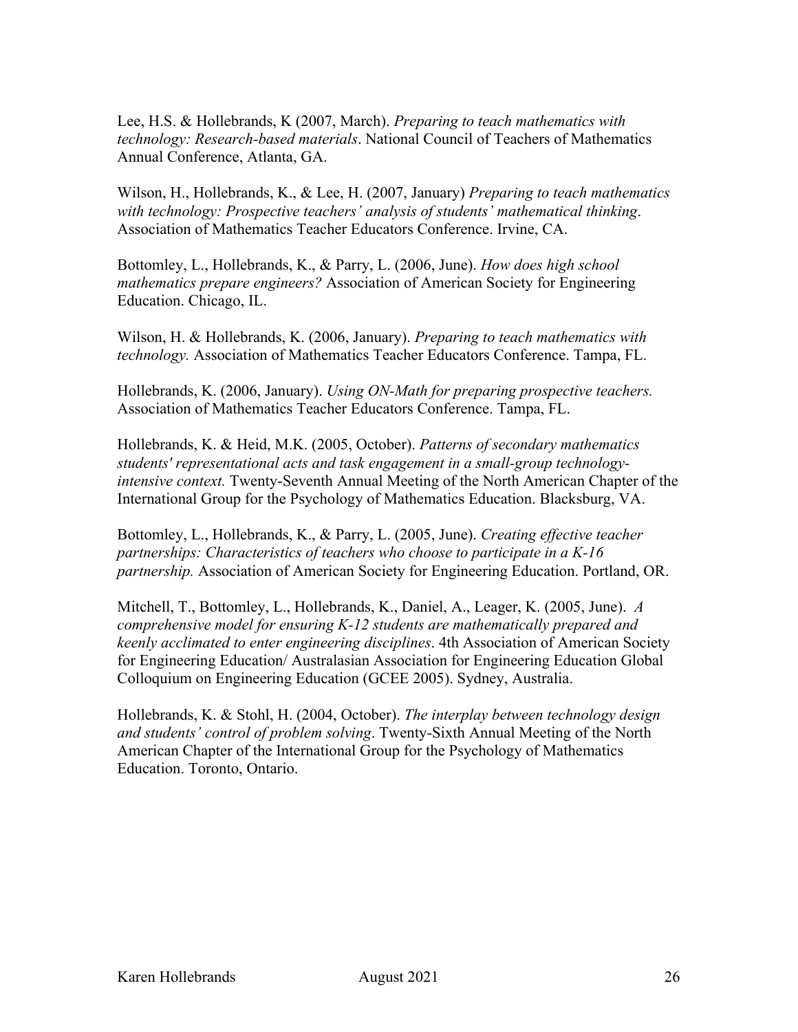Lee, H.S. & Hollebrands, K (2007, March). *Preparing to teach mathematics with technology: Research-based materials*. National Council of Teachers of Mathematics Annual Conference, Atlanta, GA.

Wilson, H., Hollebrands, K., & Lee, H. (2007, January) *Preparing to teach mathematics with technology: Prospective teachers' analysis of students' mathematical thinking*. Association of Mathematics Teacher Educators Conference. Irvine, CA.

Bottomley, L., Hollebrands, K., & Parry, L. (2006, June). *How does high school mathematics prepare engineers?* Association of American Society for Engineering Education. Chicago, IL.

Wilson, H. & Hollebrands, K. (2006, January). *Preparing to teach mathematics with technology.* Association of Mathematics Teacher Educators Conference. Tampa, FL.

Hollebrands, K. (2006, January). *Using ON-Math for preparing prospective teachers.* Association of Mathematics Teacher Educators Conference. Tampa, FL.

Hollebrands, K. & Heid, M.K. (2005, October). *Patterns of secondary mathematics students' representational acts and task engagement in a small-group technology-intensive context.* Twenty-Seventh Annual Meeting of the North American Chapter of the International Group for the Psychology of Mathematics Education. Blacksburg, VA.

Bottomley, L., Hollebrands, K., & Parry, L. (2005, June). *Creating effective teacher partnerships: Characteristics of teachers who choose to participate in a K-16 partnership.* Association of American Society for Engineering Education. Portland, OR.

Mitchell, T., Bottomley, L., Hollebrands, K., Daniel, A., Leager, K. (2005, June). *A comprehensive model for ensuring K-12 students are mathematically prepared and keenly acclimated to enter engineering disciplines*. 4th Association of American Society for Engineering Education/ Australasian Association for Engineering Education Global Colloquium on Engineering Education (GCEE 2005). Sydney, Australia.

Hollebrands, K. & Stohl, H. (2004, October). *The interplay between technology design and students' control of problem solving*. Twenty-Sixth Annual Meeting of the North American Chapter of the International Group for the Psychology of Mathematics Education. Toronto, Ontario.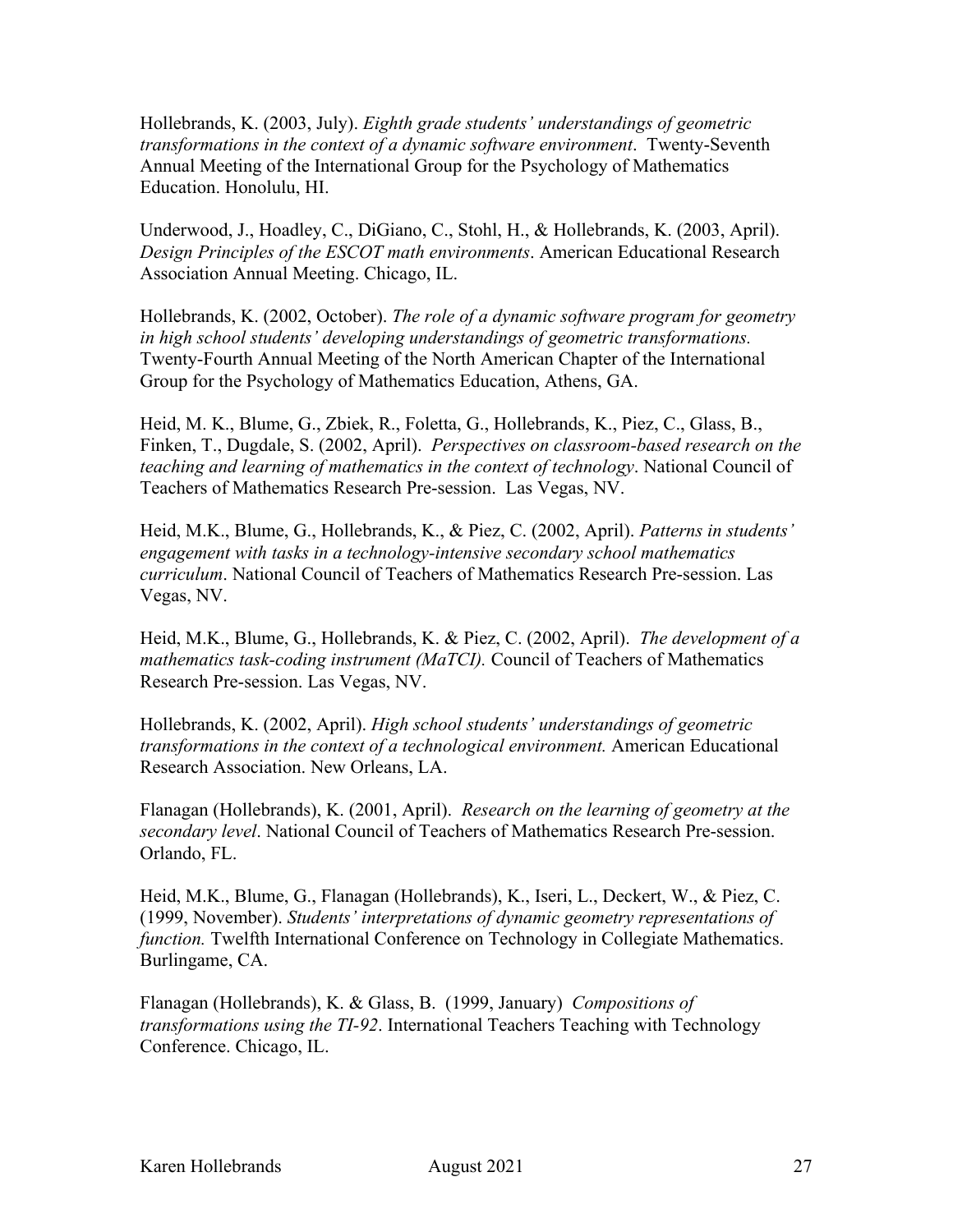Hollebrands, K. (2003, July). *Eighth grade students' understandings of geometric transformations in the context of a dynamic software environment*. Twenty-Seventh Annual Meeting of the International Group for the Psychology of Mathematics Education. Honolulu, HI.

Underwood, J., Hoadley, C., DiGiano, C., Stohl, H., & Hollebrands, K. (2003, April). *Design Principles of the ESCOT math environments*. American Educational Research Association Annual Meeting. Chicago, IL.

Hollebrands, K. (2002, October). *The role of a dynamic software program for geometry in high school students' developing understandings of geometric transformations.* Twenty-Fourth Annual Meeting of the North American Chapter of the International Group for the Psychology of Mathematics Education, Athens, GA.

Heid, M. K., Blume, G., Zbiek, R., Foletta, G., Hollebrands, K., Piez, C., Glass, B., Finken, T., Dugdale, S. (2002, April). *Perspectives on classroom-based research on the teaching and learning of mathematics in the context of technology*. National Council of Teachers of Mathematics Research Pre-session. Las Vegas, NV.

Heid, M.K., Blume, G., Hollebrands, K., & Piez, C. (2002, April). *Patterns in students' engagement with tasks in a technology-intensive secondary school mathematics curriculum*. National Council of Teachers of Mathematics Research Pre-session. Las Vegas, NV.

Heid, M.K., Blume, G., Hollebrands, K. & Piez, C. (2002, April). *The development of a mathematics task-coding instrument (MaTCI).* Council of Teachers of Mathematics Research Pre-session. Las Vegas, NV.

Hollebrands, K. (2002, April). *High school students' understandings of geometric transformations in the context of a technological environment.* American Educational Research Association. New Orleans, LA.

Flanagan (Hollebrands), K. (2001, April). *Research on the learning of geometry at the secondary level*. National Council of Teachers of Mathematics Research Pre-session. Orlando, FL.

Heid, M.K., Blume, G., Flanagan (Hollebrands), K., Iseri, L., Deckert, W., & Piez, C. (1999, November). *Students' interpretations of dynamic geometry representations of function.* Twelfth International Conference on Technology in Collegiate Mathematics. Burlingame, CA.

Flanagan (Hollebrands), K. & Glass, B. (1999, January) *Compositions of transformations using the TI-92*. International Teachers Teaching with Technology Conference. Chicago, IL.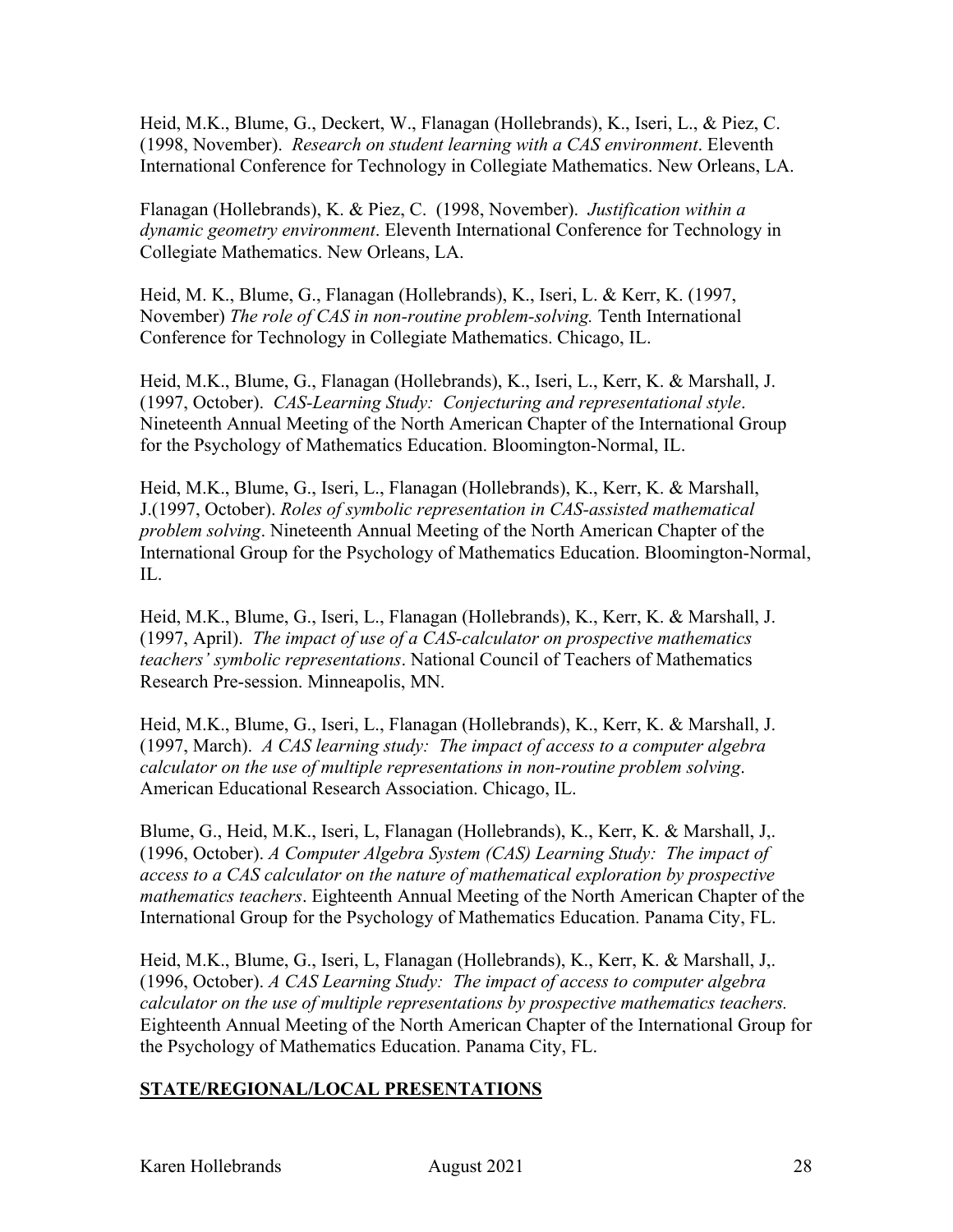Heid, M.K., Blume, G., Deckert, W., Flanagan (Hollebrands), K., Iseri, L., & Piez, C. (1998, November). *Research on student learning with a CAS environment*. Eleventh International Conference for Technology in Collegiate Mathematics. New Orleans, LA.

Flanagan (Hollebrands), K. & Piez, C. (1998, November). *Justification within a dynamic geometry environment*. Eleventh International Conference for Technology in Collegiate Mathematics. New Orleans, LA.

Heid, M. K., Blume, G., Flanagan (Hollebrands), K., Iseri, L. & Kerr, K. (1997, November) *The role of CAS in non-routine problem-solving.* Tenth International Conference for Technology in Collegiate Mathematics. Chicago, IL.

Heid, M.K., Blume, G., Flanagan (Hollebrands), K., Iseri, L., Kerr, K. & Marshall, J. (1997, October). *CAS-Learning Study: Conjecturing and representational style*. Nineteenth Annual Meeting of the North American Chapter of the International Group for the Psychology of Mathematics Education. Bloomington-Normal, IL.

Heid, M.K., Blume, G., Iseri, L., Flanagan (Hollebrands), K., Kerr, K. & Marshall, J.(1997, October). *Roles of symbolic representation in CAS-assisted mathematical problem solving*. Nineteenth Annual Meeting of the North American Chapter of the International Group for the Psychology of Mathematics Education. Bloomington-Normal, IL.

Heid, M.K., Blume, G., Iseri, L., Flanagan (Hollebrands), K., Kerr, K. & Marshall, J. (1997, April). *The impact of use of a CAS-calculator on prospective mathematics teachers' symbolic representations*. National Council of Teachers of Mathematics Research Pre-session. Minneapolis, MN.

Heid, M.K., Blume, G., Iseri, L., Flanagan (Hollebrands), K., Kerr, K. & Marshall, J. (1997, March). *A CAS learning study: The impact of access to a computer algebra calculator on the use of multiple representations in non-routine problem solving*. American Educational Research Association. Chicago, IL.

Blume, G., Heid, M.K., Iseri, L, Flanagan (Hollebrands), K., Kerr, K. & Marshall, J,. (1996, October). *A Computer Algebra System (CAS) Learning Study: The impact of access to a CAS calculator on the nature of mathematical exploration by prospective mathematics teachers*. Eighteenth Annual Meeting of the North American Chapter of the International Group for the Psychology of Mathematics Education. Panama City, FL.

Heid, M.K., Blume, G., Iseri, L, Flanagan (Hollebrands), K., Kerr, K. & Marshall, J,. (1996, October). *A CAS Learning Study: The impact of access to computer algebra calculator on the use of multiple representations by prospective mathematics teachers.* Eighteenth Annual Meeting of the North American Chapter of the International Group for the Psychology of Mathematics Education. Panama City, FL.

## STATE/REGIONAL/LOCAL PRESENTATIONS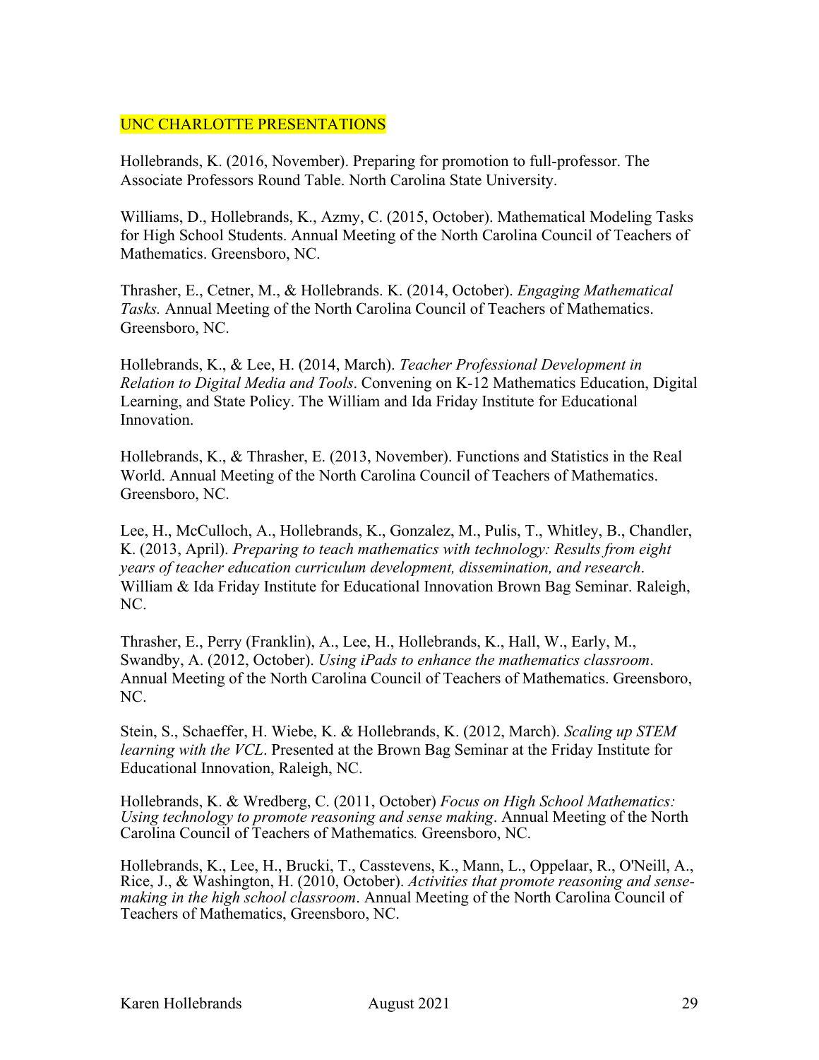UNC CHARLOTTE PRESENTATIONS

Hollebrands, K. (2016, November). Preparing for promotion to full-professor. The Associate Professors Round Table. North Carolina State University.

Williams, D., Hollebrands, K., Azmy, C. (2015, October). Mathematical Modeling Tasks for High School Students. Annual Meeting of the North Carolina Council of Teachers of Mathematics. Greensboro, NC.

Thrasher, E., Cetner, M., & Hollebrands. K. (2014, October). *Engaging Mathematical Tasks.* Annual Meeting of the North Carolina Council of Teachers of Mathematics. Greensboro, NC.

Hollebrands, K., & Lee, H. (2014, March). *Teacher Professional Development in Relation to Digital Media and Tools*. Convening on K-12 Mathematics Education, Digital Learning, and State Policy. The William and Ida Friday Institute for Educational Innovation.

Hollebrands, K., & Thrasher, E. (2013, November). Functions and Statistics in the Real World. Annual Meeting of the North Carolina Council of Teachers of Mathematics. Greensboro, NC.

Lee, H., McCulloch, A., Hollebrands, K., Gonzalez, M., Pulis, T., Whitley, B., Chandler, K. (2013, April). *Preparing to teach mathematics with technology: Results from eight years of teacher education curriculum development, dissemination, and research*. William & Ida Friday Institute for Educational Innovation Brown Bag Seminar. Raleigh, NC.

Thrasher, E., Perry (Franklin), A., Lee, H., Hollebrands, K., Hall, W., Early, M., Swandby, A. (2012, October). *Using iPads to enhance the mathematics classroom*. Annual Meeting of the North Carolina Council of Teachers of Mathematics. Greensboro, NC.

Stein, S., Schaeffer, H. Wiebe, K. & Hollebrands, K. (2012, March). *Scaling up STEM learning with the VCL*. Presented at the Brown Bag Seminar at the Friday Institute for Educational Innovation, Raleigh, NC.

Hollebrands, K. & Wredberg, C. (2011, October) *Focus on High School Mathematics: Using technology to promote reasoning and sense making*. Annual Meeting of the North Carolina Council of Teachers of Mathematics*.* Greensboro, NC.

Hollebrands, K., Lee, H., Brucki, T., Casstevens, K., Mann, L., Oppelaar, R., O'Neill, A., Rice, J., & Washington, H. (2010, October). *Activities that promote reasoning and sense-making in the high school classroom*. Annual Meeting of the North Carolina Council of Teachers of Mathematics, Greensboro, NC.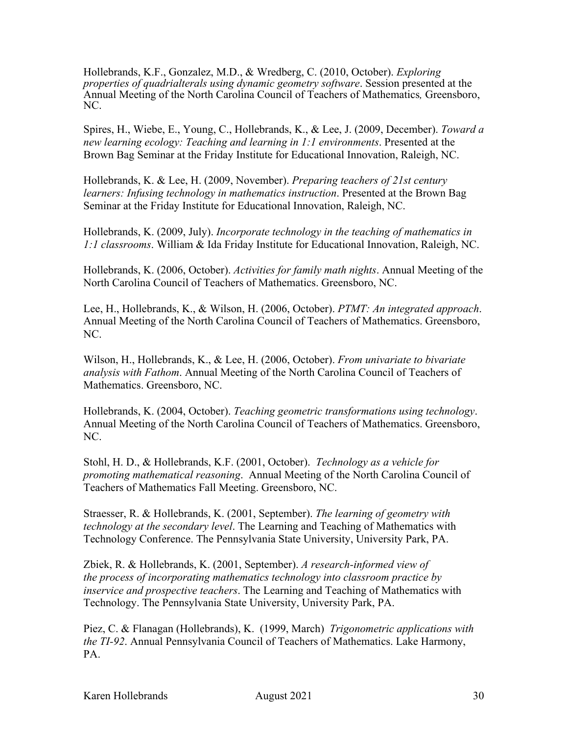Hollebrands, K.F., Gonzalez, M.D., & Wredberg, C. (2010, October). *Exploring properties of quadrialterals using dynamic geometry software*. Session presented at the Annual Meeting of the North Carolina Council of Teachers of Mathematics*,* Greensboro, NC.

Spires, H., Wiebe, E., Young, C., Hollebrands, K., & Lee, J. (2009, December). *Toward a new learning ecology: Teaching and learning in 1:1 environments*. Presented at the Brown Bag Seminar at the Friday Institute for Educational Innovation, Raleigh, NC.

Hollebrands, K. & Lee, H. (2009, November). *Preparing teachers of 21st century learners: Infusing technology in mathematics instruction*. Presented at the Brown Bag Seminar at the Friday Institute for Educational Innovation, Raleigh, NC.

Hollebrands, K. (2009, July). *Incorporate technology in the teaching of mathematics in 1:1 classrooms*. William & Ida Friday Institute for Educational Innovation, Raleigh, NC.

Hollebrands, K. (2006, October). *Activities for family math nights*. Annual Meeting of the North Carolina Council of Teachers of Mathematics. Greensboro, NC.

Lee, H., Hollebrands, K., & Wilson, H. (2006, October). *PTMT: An integrated approach*. Annual Meeting of the North Carolina Council of Teachers of Mathematics. Greensboro, NC.

Wilson, H., Hollebrands, K., & Lee, H. (2006, October). *From univariate to bivariate analysis with Fathom*. Annual Meeting of the North Carolina Council of Teachers of Mathematics. Greensboro, NC.

Hollebrands, K. (2004, October). *Teaching geometric transformations using technology*. Annual Meeting of the North Carolina Council of Teachers of Mathematics. Greensboro, NC.

Stohl, H. D., & Hollebrands, K.F. (2001, October). *Technology as a vehicle for promoting mathematical reasoning*. Annual Meeting of the North Carolina Council of Teachers of Mathematics Fall Meeting. Greensboro, NC.

Straesser, R. & Hollebrands, K. (2001, September). *The learning of geometry with technology at the secondary level*. The Learning and Teaching of Mathematics with Technology Conference. The Pennsylvania State University, University Park, PA.

Zbiek, R. & Hollebrands, K. (2001, September). *A research-informed view of the process of incorporating mathematics technology into classroom practice by inservice and prospective teachers*. The Learning and Teaching of Mathematics with Technology. The Pennsylvania State University, University Park, PA.

Piez, C. & Flanagan (Hollebrands), K. (1999, March) *Trigonometric applications with the TI-92*. Annual Pennsylvania Council of Teachers of Mathematics. Lake Harmony, PA.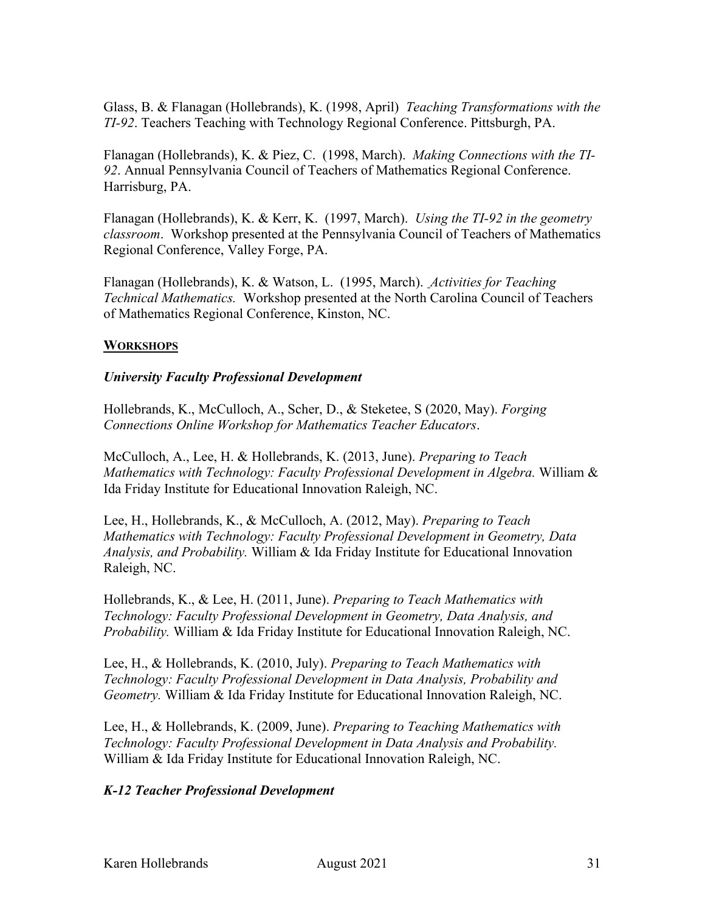Glass, B. & Flanagan (Hollebrands), K. (1998, April) *Teaching Transformations with the TI-92*. Teachers Teaching with Technology Regional Conference. Pittsburgh, PA.

Flanagan (Hollebrands), K. & Piez, C. (1998, March). *Making Connections with the TI-92*. Annual Pennsylvania Council of Teachers of Mathematics Regional Conference. Harrisburg, PA.

Flanagan (Hollebrands), K. & Kerr, K. (1997, March). *Using the TI-92 in the geometry classroom*. Workshop presented at the Pennsylvania Council of Teachers of Mathematics Regional Conference, Valley Forge, PA.

Flanagan (Hollebrands), K. & Watson, L. (1995, March). *Activities for Teaching Technical Mathematics.* Workshop presented at the North Carolina Council of Teachers of Mathematics Regional Conference, Kinston, NC.

## WORKSHOPS

### *University Faculty Professional Development*

Hollebrands, K., McCulloch, A., Scher, D., & Steketee, S (2020, May). *Forging Connections Online Workshop for Mathematics Teacher Educators*.

McCulloch, A., Lee, H. & Hollebrands, K. (2013, June). *Preparing to Teach Mathematics with Technology: Faculty Professional Development in Algebra.* William & Ida Friday Institute for Educational Innovation Raleigh, NC.

Lee, H., Hollebrands, K., & McCulloch, A. (2012, May). *Preparing to Teach Mathematics with Technology: Faculty Professional Development in Geometry, Data Analysis, and Probability.* William & Ida Friday Institute for Educational Innovation Raleigh, NC.

Hollebrands, K., & Lee, H. (2011, June). *Preparing to Teach Mathematics with Technology: Faculty Professional Development in Geometry, Data Analysis, and Probability.* William & Ida Friday Institute for Educational Innovation Raleigh, NC.

Lee, H., & Hollebrands, K. (2010, July). *Preparing to Teach Mathematics with Technology: Faculty Professional Development in Data Analysis, Probability and Geometry.* William & Ida Friday Institute for Educational Innovation Raleigh, NC.

Lee, H., & Hollebrands, K. (2009, June). *Preparing to Teaching Mathematics with Technology: Faculty Professional Development in Data Analysis and Probability.* William & Ida Friday Institute for Educational Innovation Raleigh, NC.

### *K-12 Teacher Professional Development*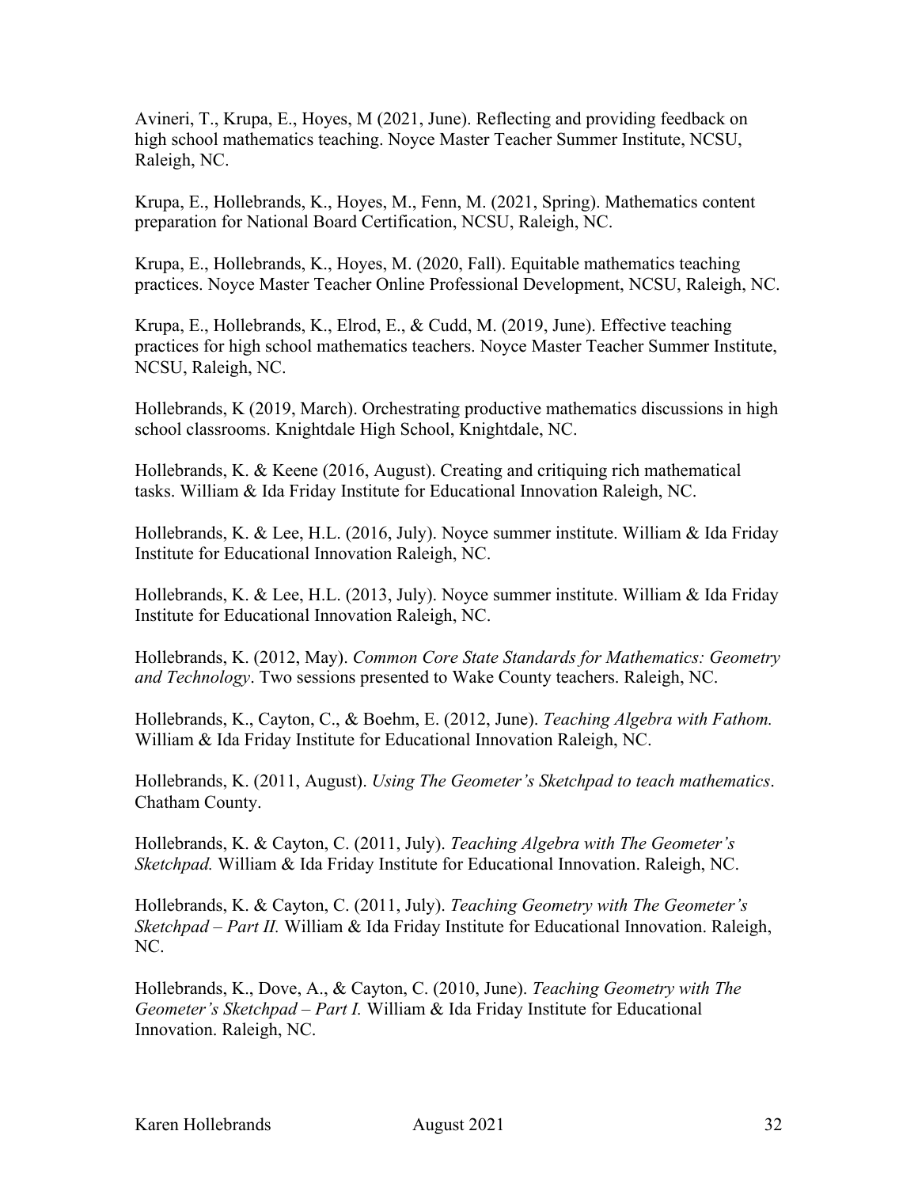Avineri, T., Krupa, E., Hoyes, M (2021, June). Reflecting and providing feedback on high school mathematics teaching. Noyce Master Teacher Summer Institute, NCSU, Raleigh, NC.

Krupa, E., Hollebrands, K., Hoyes, M., Fenn, M. (2021, Spring). Mathematics content preparation for National Board Certification, NCSU, Raleigh, NC.

Krupa, E., Hollebrands, K., Hoyes, M. (2020, Fall). Equitable mathematics teaching practices. Noyce Master Teacher Online Professional Development, NCSU, Raleigh, NC.

Krupa, E., Hollebrands, K., Elrod, E., & Cudd, M. (2019, June). Effective teaching practices for high school mathematics teachers. Noyce Master Teacher Summer Institute, NCSU, Raleigh, NC.

Hollebrands, K (2019, March). Orchestrating productive mathematics discussions in high school classrooms. Knightdale High School, Knightdale, NC.

Hollebrands, K. & Keene (2016, August). Creating and critiquing rich mathematical tasks. William & Ida Friday Institute for Educational Innovation Raleigh, NC.

Hollebrands, K. & Lee, H.L. (2016, July). Noyce summer institute. William & Ida Friday Institute for Educational Innovation Raleigh, NC.

Hollebrands, K. & Lee, H.L. (2013, July). Noyce summer institute. William & Ida Friday Institute for Educational Innovation Raleigh, NC.

Hollebrands, K. (2012, May). *Common Core State Standards for Mathematics: Geometry and Technology*. Two sessions presented to Wake County teachers. Raleigh, NC.

Hollebrands, K., Cayton, C., & Boehm, E. (2012, June). *Teaching Algebra with Fathom.* William & Ida Friday Institute for Educational Innovation Raleigh, NC.

Hollebrands, K. (2011, August). *Using The Geometer's Sketchpad to teach mathematics*. Chatham County.

Hollebrands, K. & Cayton, C. (2011, July). *Teaching Algebra with The Geometer's Sketchpad.* William & Ida Friday Institute for Educational Innovation. Raleigh, NC.

Hollebrands, K. & Cayton, C. (2011, July). *Teaching Geometry with The Geometer's Sketchpad – Part II.* William & Ida Friday Institute for Educational Innovation. Raleigh, NC.

Hollebrands, K., Dove, A., & Cayton, C. (2010, June). *Teaching Geometry with The Geometer's Sketchpad – Part I.* William & Ida Friday Institute for Educational Innovation. Raleigh, NC.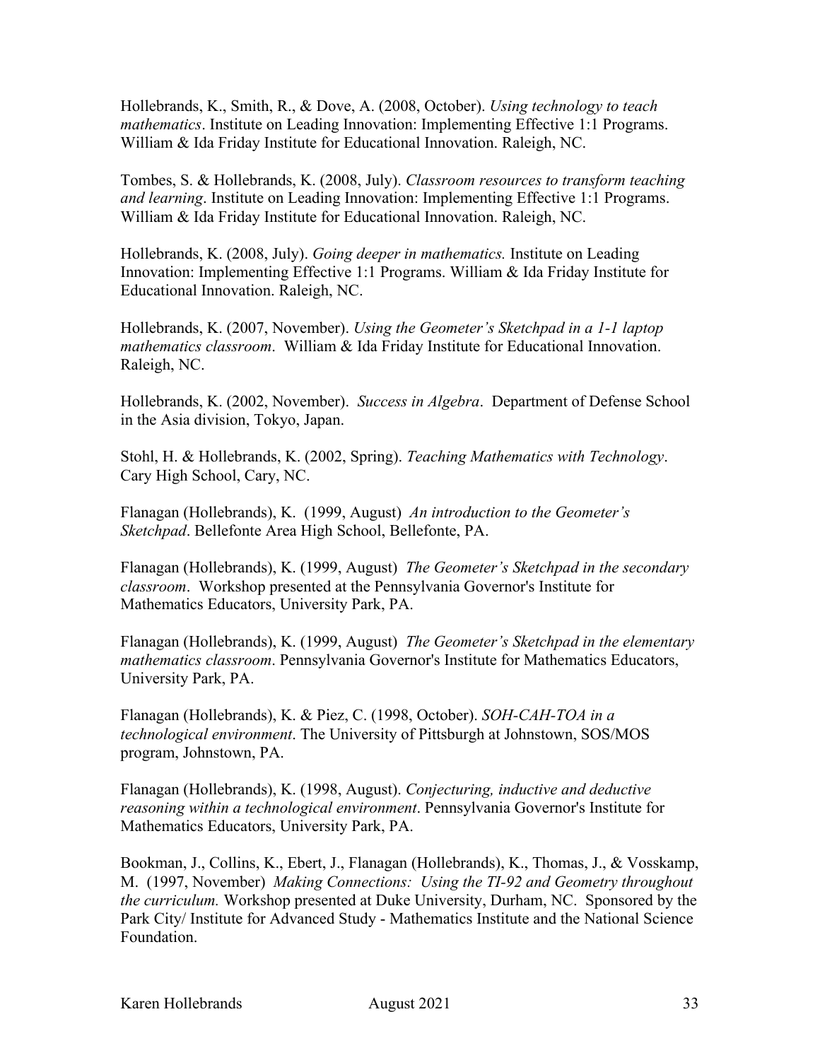Hollebrands, K., Smith, R., & Dove, A. (2008, October). *Using technology to teach mathematics*. Institute on Leading Innovation: Implementing Effective 1:1 Programs. William & Ida Friday Institute for Educational Innovation. Raleigh, NC.

Tombes, S. & Hollebrands, K. (2008, July). *Classroom resources to transform teaching and learning*. Institute on Leading Innovation: Implementing Effective 1:1 Programs. William & Ida Friday Institute for Educational Innovation. Raleigh, NC.

Hollebrands, K. (2008, July). *Going deeper in mathematics.* Institute on Leading Innovation: Implementing Effective 1:1 Programs. William & Ida Friday Institute for Educational Innovation. Raleigh, NC.

Hollebrands, K. (2007, November). *Using the Geometer's Sketchpad in a 1-1 laptop mathematics classroom*. William & Ida Friday Institute for Educational Innovation. Raleigh, NC.

Hollebrands, K. (2002, November). *Success in Algebra*. Department of Defense School in the Asia division, Tokyo, Japan.

Stohl, H. & Hollebrands, K. (2002, Spring). *Teaching Mathematics with Technology*. Cary High School, Cary, NC.

Flanagan (Hollebrands), K. (1999, August) *An introduction to the Geometer's Sketchpad*. Bellefonte Area High School, Bellefonte, PA.

Flanagan (Hollebrands), K. (1999, August) *The Geometer's Sketchpad in the secondary classroom*. Workshop presented at the Pennsylvania Governor's Institute for Mathematics Educators, University Park, PA.

Flanagan (Hollebrands), K. (1999, August) *The Geometer's Sketchpad in the elementary mathematics classroom*. Pennsylvania Governor's Institute for Mathematics Educators, University Park, PA.

Flanagan (Hollebrands), K. & Piez, C. (1998, October). *SOH-CAH-TOA in a technological environment*. The University of Pittsburgh at Johnstown, SOS/MOS program, Johnstown, PA.

Flanagan (Hollebrands), K. (1998, August). *Conjecturing, inductive and deductive reasoning within a technological environment*. Pennsylvania Governor's Institute for Mathematics Educators, University Park, PA.

Bookman, J., Collins, K., Ebert, J., Flanagan (Hollebrands), K., Thomas, J., & Vosskamp, M. (1997, November) *Making Connections: Using the TI-92 and Geometry throughout the curriculum.* Workshop presented at Duke University, Durham, NC. Sponsored by the Park City/ Institute for Advanced Study - Mathematics Institute and the National Science Foundation.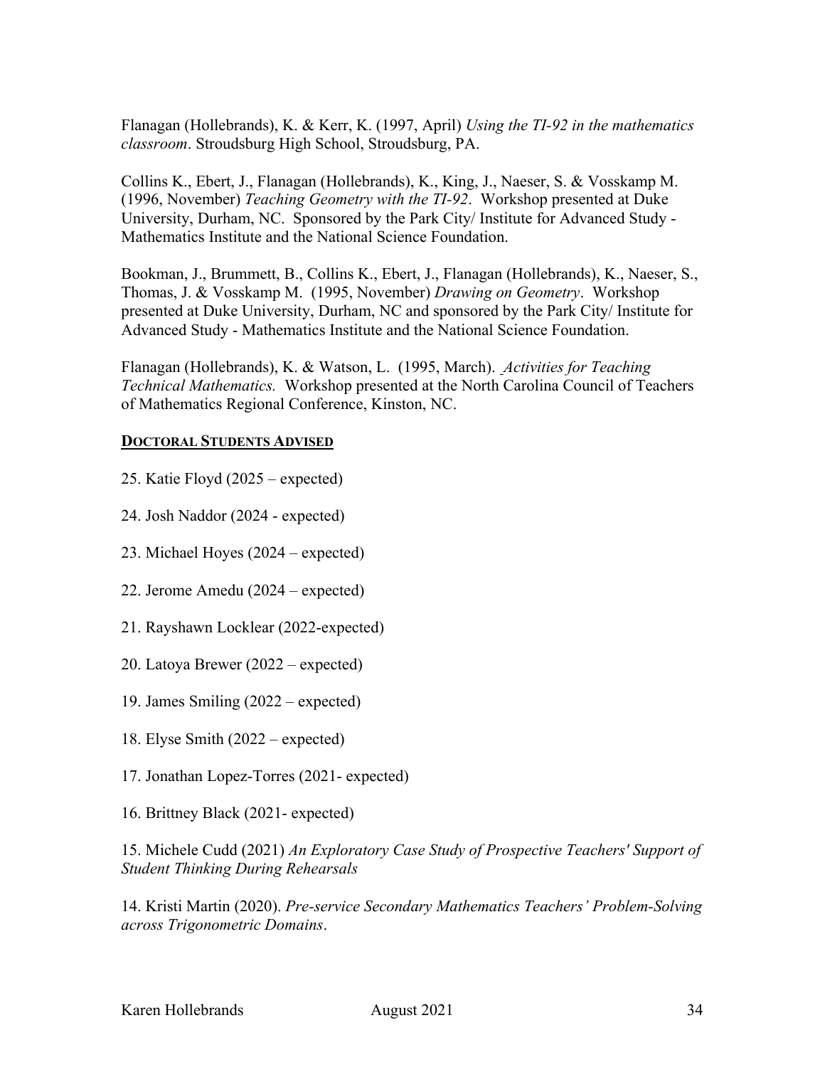Flanagan (Hollebrands), K. & Kerr, K. (1997, April) *Using the TI-92 in the mathematics classroom*. Stroudsburg High School, Stroudsburg, PA.

Collins K., Ebert, J., Flanagan (Hollebrands), K., King, J., Naeser, S. & Vosskamp M. (1996, November) *Teaching Geometry with the TI-92*. Workshop presented at Duke University, Durham, NC. Sponsored by the Park City/ Institute for Advanced Study - Mathematics Institute and the National Science Foundation.

Bookman, J., Brummett, B., Collins K., Ebert, J., Flanagan (Hollebrands), K., Naeser, S., Thomas, J. & Vosskamp M. (1995, November) *Drawing on Geometry*. Workshop presented at Duke University, Durham, NC and sponsored by the Park City/ Institute for Advanced Study - Mathematics Institute and the National Science Foundation.

Flanagan (Hollebrands), K. & Watson, L. (1995, March). *Activities for Teaching Technical Mathematics.* Workshop presented at the North Carolina Council of Teachers of Mathematics Regional Conference, Kinston, NC.

## DOCTORAL STUDENTS ADVISED

25. Katie Floyd (2025 – expected)

24. Josh Naddor (2024 - expected)

23. Michael Hoyes (2024 – expected)

22. Jerome Amedu (2024 – expected)

21. Rayshawn Locklear (2022-expected)

20. Latoya Brewer (2022 – expected)

19. James Smiling (2022 – expected)

18. Elyse Smith (2022 – expected)

17. Jonathan Lopez-Torres (2021- expected)

16. Brittney Black (2021- expected)

15. Michele Cudd (2021) *An Exploratory Case Study of Prospective Teachers' Support of Student Thinking During Rehearsals*

14. Kristi Martin (2020). *Pre-service Secondary Mathematics Teachers' Problem-Solving across Trigonometric Domains*.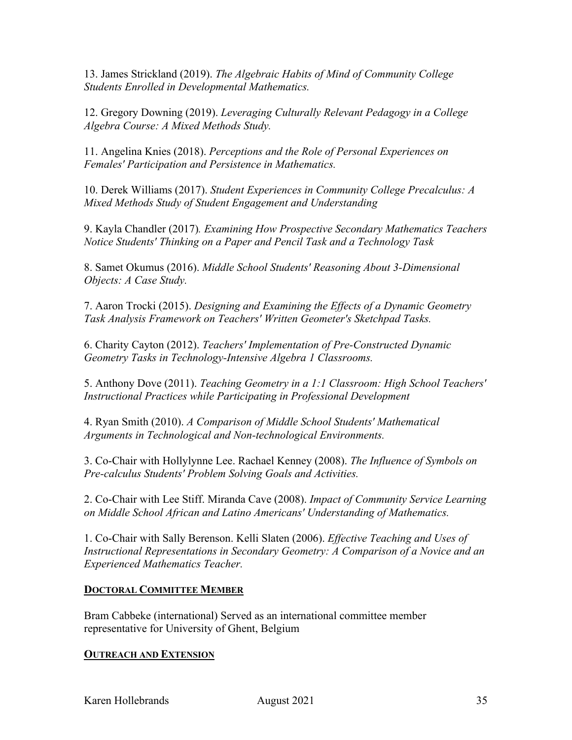13. James Strickland (2019). *The Algebraic Habits of Mind of Community College Students Enrolled in Developmental Mathematics.*

12. Gregory Downing (2019). *Leveraging Culturally Relevant Pedagogy in a College Algebra Course: A Mixed Methods Study.*

11. Angelina Knies (2018). *Perceptions and the Role of Personal Experiences on Females' Participation and Persistence in Mathematics.*

10. Derek Williams (2017). *Student Experiences in Community College Precalculus: A Mixed Methods Study of Student Engagement and Understanding*

9. Kayla Chandler (2017). *Examining How Prospective Secondary Mathematics Teachers Notice Students' Thinking on a Paper and Pencil Task and a Technology Task*

8. Samet Okumus (2016). *Middle School Students' Reasoning About 3-Dimensional Objects: A Case Study.*

7. Aaron Trocki (2015). *Designing and Examining the Effects of a Dynamic Geometry Task Analysis Framework on Teachers' Written Geometer's Sketchpad Tasks.*

6. Charity Cayton (2012). *Teachers' Implementation of Pre-Constructed Dynamic Geometry Tasks in Technology-Intensive Algebra 1 Classrooms.*

5. Anthony Dove (2011). *Teaching Geometry in a 1:1 Classroom: High School Teachers' Instructional Practices while Participating in Professional Development*

4. Ryan Smith (2010). *A Comparison of Middle School Students' Mathematical Arguments in Technological and Non-technological Environments.*

3. Co-Chair with Hollylynne Lee. Rachael Kenney (2008). *The Influence of Symbols on Pre-calculus Students' Problem Solving Goals and Activities.*

2. Co-Chair with Lee Stiff. Miranda Cave (2008). *Impact of Community Service Learning on Middle School African and Latino Americans' Understanding of Mathematics.*

1. Co-Chair with Sally Berenson. Kelli Slaten (2006). *Effective Teaching and Uses of Instructional Representations in Secondary Geometry: A Comparison of a Novice and an Experienced Mathematics Teacher.*

## DOCTORAL COMMITTEE MEMBER

Bram Cabbeke (international) Served as an international committee member representative for University of Ghent, Belgium

## OUTREACH AND EXTENSION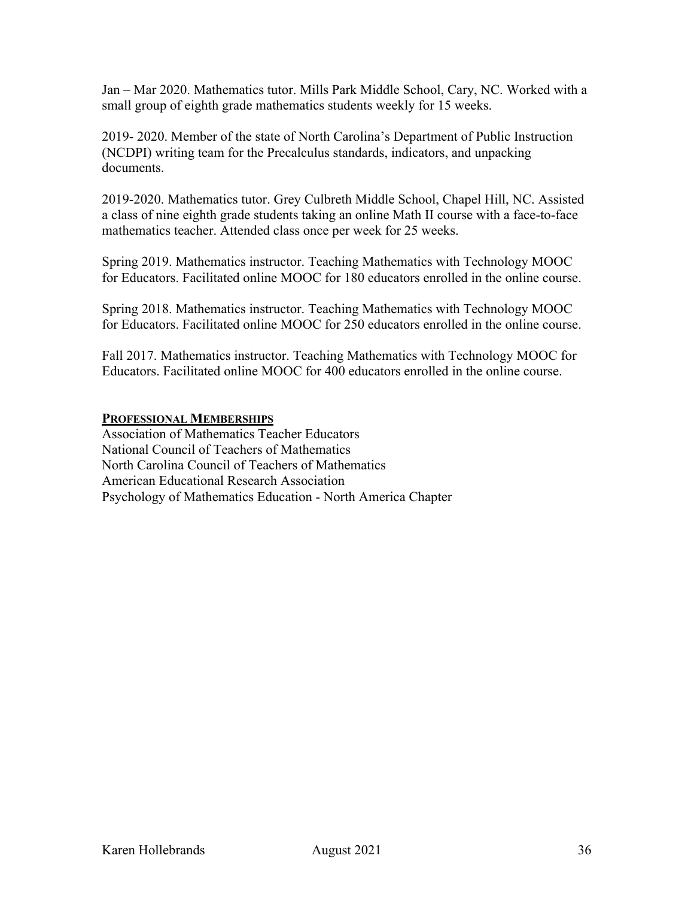Jan – Mar 2020. Mathematics tutor. Mills Park Middle School, Cary, NC. Worked with a small group of eighth grade mathematics students weekly for 15 weeks.

2019- 2020. Member of the state of North Carolina's Department of Public Instruction (NCDPI) writing team for the Precalculus standards, indicators, and unpacking documents.

2019-2020. Mathematics tutor. Grey Culbreth Middle School, Chapel Hill, NC. Assisted a class of nine eighth grade students taking an online Math II course with a face-to-face mathematics teacher. Attended class once per week for 25 weeks.

Spring 2019. Mathematics instructor. Teaching Mathematics with Technology MOOC for Educators. Facilitated online MOOC for 180 educators enrolled in the online course.

Spring 2018. Mathematics instructor. Teaching Mathematics with Technology MOOC for Educators. Facilitated online MOOC for 250 educators enrolled in the online course.

Fall 2017. Mathematics instructor. Teaching Mathematics with Technology MOOC for Educators. Facilitated online MOOC for 400 educators enrolled in the online course.

## PROFESSIONAL MEMBERSHIPS

Association of Mathematics Teacher Educators
National Council of Teachers of Mathematics
North Carolina Council of Teachers of Mathematics
American Educational Research Association
Psychology of Mathematics Education - North America Chapter